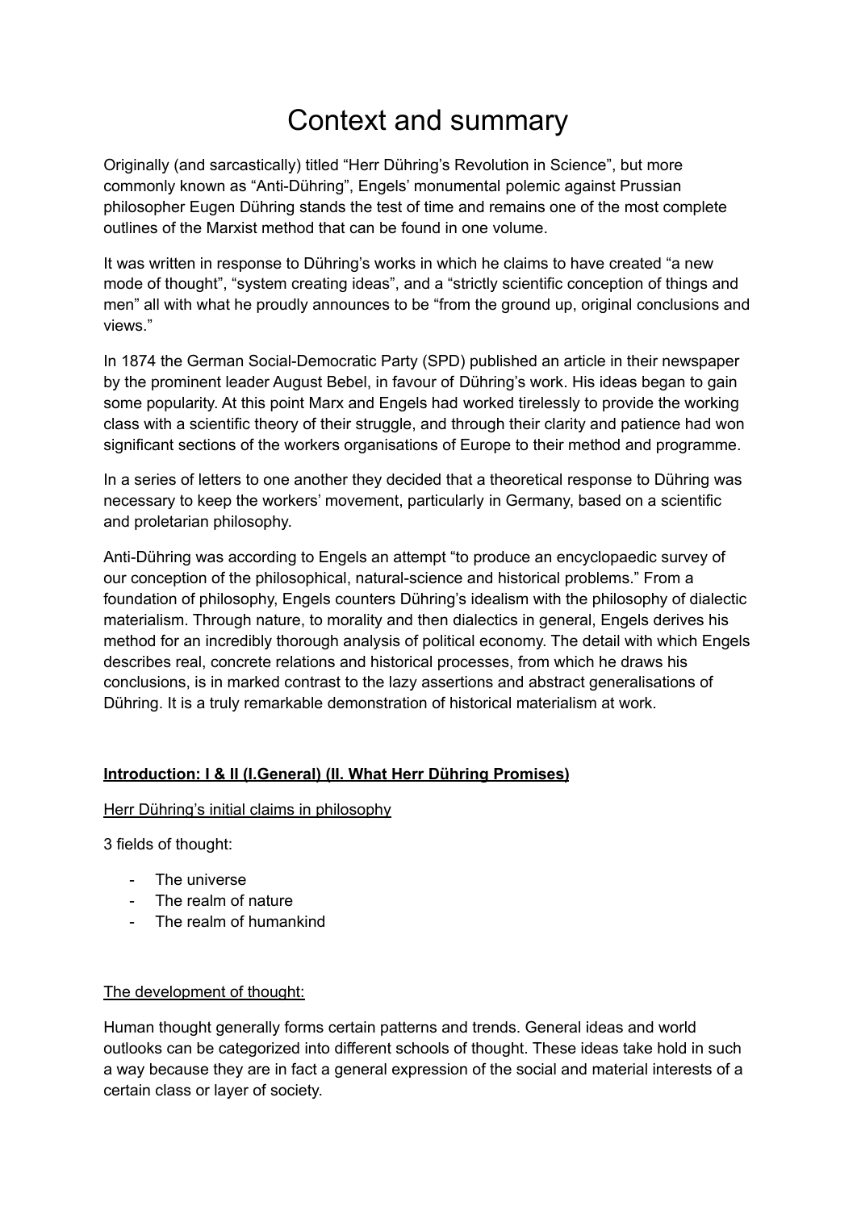# Context and summary

Originally (and sarcastically) titled "Herr Dühring's Revolution in Science", but more commonly known as "Anti-Dühring", Engels' monumental polemic against Prussian philosopher Eugen Dühring stands the test of time and remains one of the most complete outlines of the Marxist method that can be found in one volume.

It was written in response to Dühring's works in which he claims to have created "a new mode of thought", "system creating ideas", and a "strictly scientific conception of things and men" all with what he proudly announces to be "from the ground up, original conclusions and views."

In 1874 the German Social-Democratic Party (SPD) published an article in their newspaper by the prominent leader August Bebel, in favour of Dühring's work. His ideas began to gain some popularity. At this point Marx and Engels had worked tirelessly to provide the working class with a scientific theory of their struggle, and through their clarity and patience had won significant sections of the workers organisations of Europe to their method and programme.

In a series of letters to one another they decided that a theoretical response to Dühring was necessary to keep the workers' movement, particularly in Germany, based on a scientific and proletarian philosophy.

Anti-Dühring was according to Engels an attempt "to produce an encyclopaedic survey of our conception of the philosophical, natural-science and historical problems." From a foundation of philosophy, Engels counters Dühring's idealism with the philosophy of dialectic materialism. Through nature, to morality and then dialectics in general, Engels derives his method for an incredibly thorough analysis of political economy. The detail with which Engels describes real, concrete relations and historical processes, from which he draws his conclusions, is in marked contrast to the lazy assertions and abstract generalisations of Dühring. It is a truly remarkable demonstration of historical materialism at work.

**Introduction: I & II (I.General) (II. What Herr Dühring Promises)**

Herr Dühring's initial claims in philosophy

3 fields of thought:

- The universe
- The realm of nature
- The realm of humankind

The development of thought:

Human thought generally forms certain patterns and trends. General ideas and world outlooks can be categorized into different schools of thought. These ideas take hold in such a way because they are in fact a general expression of the social and material interests of a certain class or layer of society.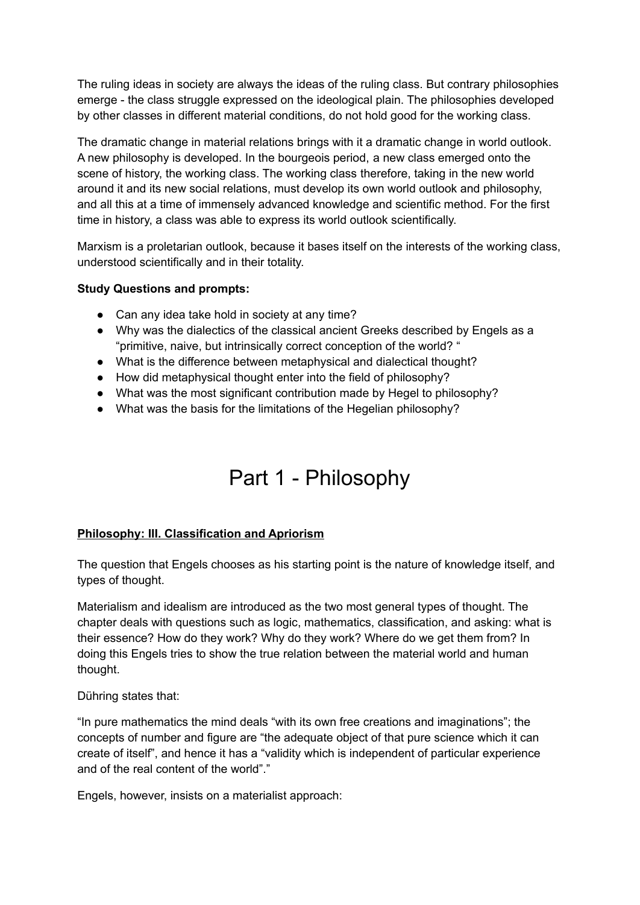The ruling ideas in society are always the ideas of the ruling class. But contrary philosophies emerge - the class struggle expressed on the ideological plain. The philosophies developed by other classes in different material conditions, do not hold good for the working class.

The dramatic change in material relations brings with it a dramatic change in world outlook. A new philosophy is developed. In the bourgeois period, a new class emerged onto the scene of history, the working class. The working class therefore, taking in the new world around it and its new social relations, must develop its own world outlook and philosophy, and all this at a time of immensely advanced knowledge and scientific method. For the first time in history, a class was able to express its world outlook scientifically.

Marxism is a proletarian outlook, because it bases itself on the interests of the working class, understood scientifically and in their totality.

**Study Questions and prompts:**

- Can any idea take hold in society at any time?
- Why was the dialectics of the classical ancient Greeks described by Engels as a "primitive, naive, but intrinsically correct conception of the world? "
- What is the difference between metaphysical and dialectical thought?
- How did metaphysical thought enter into the field of philosophy?
- What was the most significant contribution made by Hegel to philosophy?
- What was the basis for the limitations of the Hegelian philosophy?

# Part 1 - Philosophy

### **Philosophy: III. Classification and Apriorism**

The question that Engels chooses as his starting point is the nature of knowledge itself, and types of thought.

Materialism and idealism are introduced as the two most general types of thought. The chapter deals with questions such as logic, mathematics, classification, and asking: what is their essence? How do they work? Why do they work? Where do we get them from? In doing this Engels tries to show the true relation between the material world and human thought.

Dühring states that:

"In pure mathematics the mind deals "with its own free creations and imaginations"; the concepts of number and figure are "the adequate object of that pure science which it can create of itself", and hence it has a "validity which is independent of particular experience and of the real content of the world"."

Engels, however, insists on a materialist approach: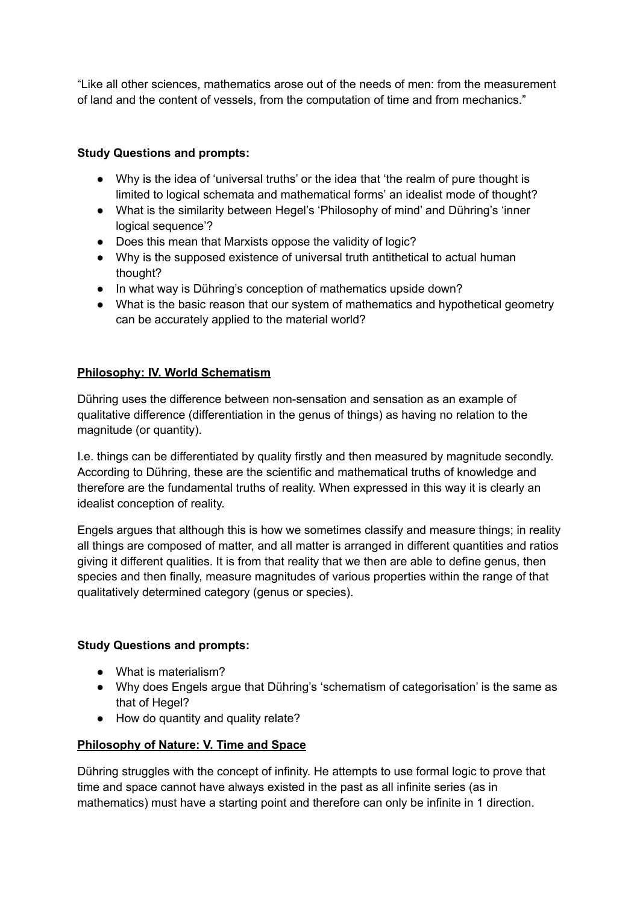"Like all other sciences, mathematics arose out of the needs of men: from the measurement of land and the content of vessels, from the computation of time and from mechanics."

**Study Questions and prompts:**

- Why is the idea of 'universal truths' or the idea that 'the realm of pure thought is limited to logical schemata and mathematical forms' an idealist mode of thought?
- What is the similarity between Hegel's 'Philosophy of mind' and Dühring's 'inner logical sequence'?
- Does this mean that Marxists oppose the validity of logic?
- Why is the supposed existence of universal truth antithetical to actual human thought?
- In what way is Dühring's conception of mathematics upside down?
- What is the basic reason that our system of mathematics and hypothetical geometry can be accurately applied to the material world?

**Philosophy: IV. World Schematism**

Dühring uses the difference between non-sensation and sensation as an example of qualitative difference (differentiation in the genus of things) as having no relation to the magnitude (or quantity).

I.e. things can be differentiated by quality firstly and then measured by magnitude secondly. According to Dühring, these are the scientific and mathematical truths of knowledge and therefore are the fundamental truths of reality. When expressed in this way it is clearly an idealist conception of reality.

Engels argues that although this is how we sometimes classify and measure things; in reality all things are composed of matter, and all matter is arranged in different quantities and ratios giving it different qualities. It is from that reality that we then are able to define genus, then species and then finally, measure magnitudes of various properties within the range of that qualitatively determined category (genus or species).

**Study Questions and prompts:**

- What is materialism?
- Why does Engels argue that Dühring's 'schematism of categorisation' is the same as that of Hegel?
- How do quantity and quality relate?

**Philosophy of Nature: V. Time and Space**

Dühring struggles with the concept of infinity. He attempts to use formal logic to prove that time and space cannot have always existed in the past as all infinite series (as in mathematics) must have a starting point and therefore can only be infinite in 1 direction.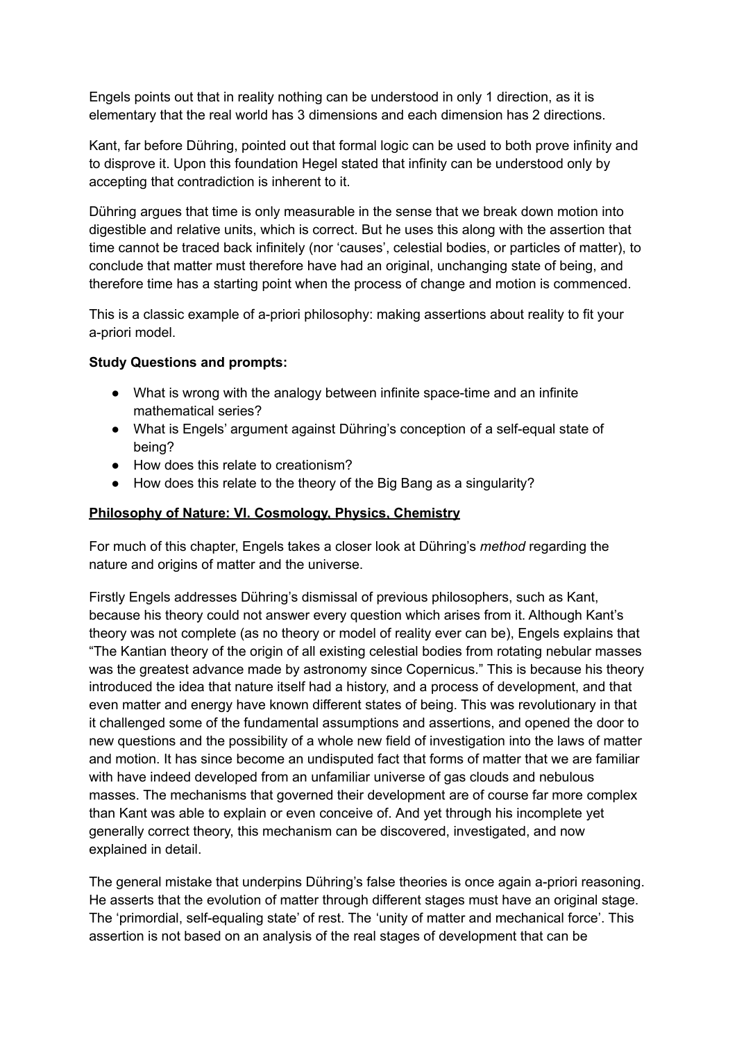Engels points out that in reality nothing can be understood in only 1 direction, as it is elementary that the real world has 3 dimensions and each dimension has 2 directions.

Kant, far before Dühring, pointed out that formal logic can be used to both prove infinity and to disprove it. Upon this foundation Hegel stated that infinity can be understood only by accepting that contradiction is inherent to it.

Dühring argues that time is only measurable in the sense that we break down motion into digestible and relative units, which is correct. But he uses this along with the assertion that time cannot be traced back infinitely (nor 'causes', celestial bodies, or particles of matter), to conclude that matter must therefore have had an original, unchanging state of being, and therefore time has a starting point when the process of change and motion is commenced.

This is a classic example of a-priori philosophy: making assertions about reality to fit your a-priori model.

**Study Questions and prompts:**

- What is wrong with the analogy between infinite space-time and an infinite mathematical series?
- What is Engels' argument against Dühring's conception of a self-equal state of being?
- How does this relate to creationism?
- How does this relate to the theory of the Big Bang as a singularity?

**<u>Philosophy of Nature: VI. Cosmology, Physics, Chemistry</u>**

For much of this chapter, Engels takes a closer look at Dühring's *method* regarding the nature and origins of matter and the universe.

Firstly Engels addresses Dühring's dismissal of previous philosophers, such as Kant, because his theory could not answer every question which arises from it. Although Kant's theory was not complete (as no theory or model of reality ever can be), Engels explains that "The Kantian theory of the origin of all existing celestial bodies from rotating nebular masses was the greatest advance made by astronomy since Copernicus." This is because his theory introduced the idea that nature itself had a history, and a process of development, and that even matter and energy have known different states of being. This was revolutionary in that it challenged some of the fundamental assumptions and assertions, and opened the door to new questions and the possibility of a whole new field of investigation into the laws of matter and motion. It has since become an undisputed fact that forms of matter that we are familiar with have indeed developed from an unfamiliar universe of gas clouds and nebulous masses. The mechanisms that governed their development are of course far more complex than Kant was able to explain or even conceive of. And yet through his incomplete yet generally correct theory, this mechanism can be discovered, investigated, and now explained in detail.

The general mistake that underpins Dühring's false theories is once again a-priori reasoning. He asserts that the evolution of matter through different stages must have an original stage. The 'primordial, self-equaling state' of rest. The 'unity of matter and mechanical force'. This assertion is not based on an analysis of the real stages of development that can be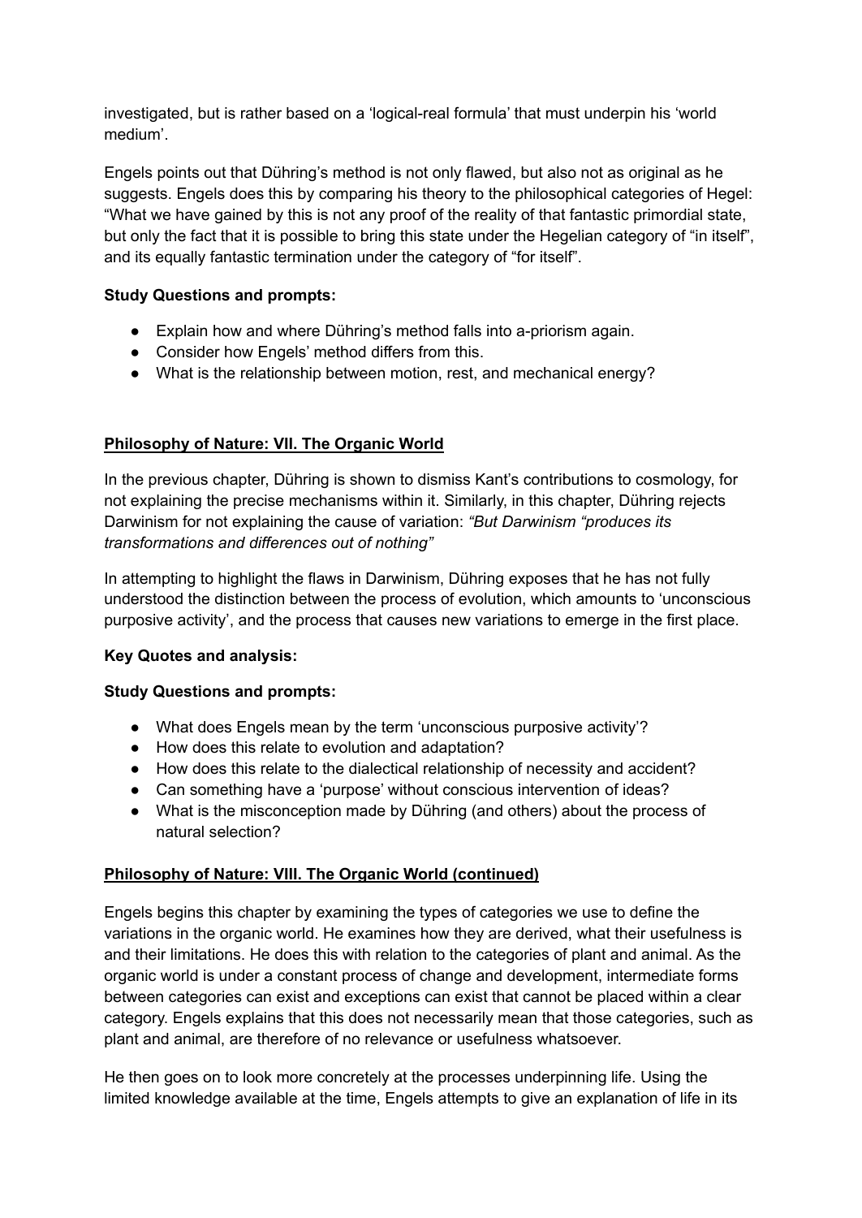investigated, but is rather based on a 'logical-real formula' that must underpin his 'world medium'.

Engels points out that Dühring's method is not only flawed, but also not as original as he suggests. Engels does this by comparing his theory to the philosophical categories of Hegel: "What we have gained by this is not any proof of the reality of that fantastic primordial state, but only the fact that it is possible to bring this state under the Hegelian category of "in itself", and its equally fantastic termination under the category of "for itself".

**Study Questions and prompts:**

- Explain how and where Dühring's method falls into a-priorism again.
- Consider how Engels' method differs from this.
- What is the relationship between motion, rest, and mechanical energy?

## <u>Philosophy of Nature: VII. The Organic World</u>

In the previous chapter, Dühring is shown to dismiss Kant's contributions to cosmology, for not explaining the precise mechanisms within it. Similarly, in this chapter, Dühring rejects Darwinism for not explaining the cause of variation: *"But Darwinism "produces its transformations and differences out of nothing"*

In attempting to highlight the flaws in Darwinism, Dühring exposes that he has not fully understood the distinction between the process of evolution, which amounts to 'unconscious purposive activity', and the process that causes new variations to emerge in the first place.

**Key Quotes and analysis:**

**Study Questions and prompts:**

- What does Engels mean by the term 'unconscious purposive activity'?
- How does this relate to evolution and adaptation?
- How does this relate to the dialectical relationship of necessity and accident?
- Can something have a 'purpose' without conscious intervention of ideas?
- What is the misconception made by Dühring (and others) about the process of natural selection?

## <u>Philosophy of Nature: VIII. The Organic World (continued)</u>

Engels begins this chapter by examining the types of categories we use to define the variations in the organic world. He examines how they are derived, what their usefulness is and their limitations. He does this with relation to the categories of plant and animal. As the organic world is under a constant process of change and development, intermediate forms between categories can exist and exceptions can exist that cannot be placed within a clear category. Engels explains that this does not necessarily mean that those categories, such as plant and animal, are therefore of no relevance or usefulness whatsoever.

He then goes on to look more concretely at the processes underpinning life. Using the limited knowledge available at the time, Engels attempts to give an explanation of life in its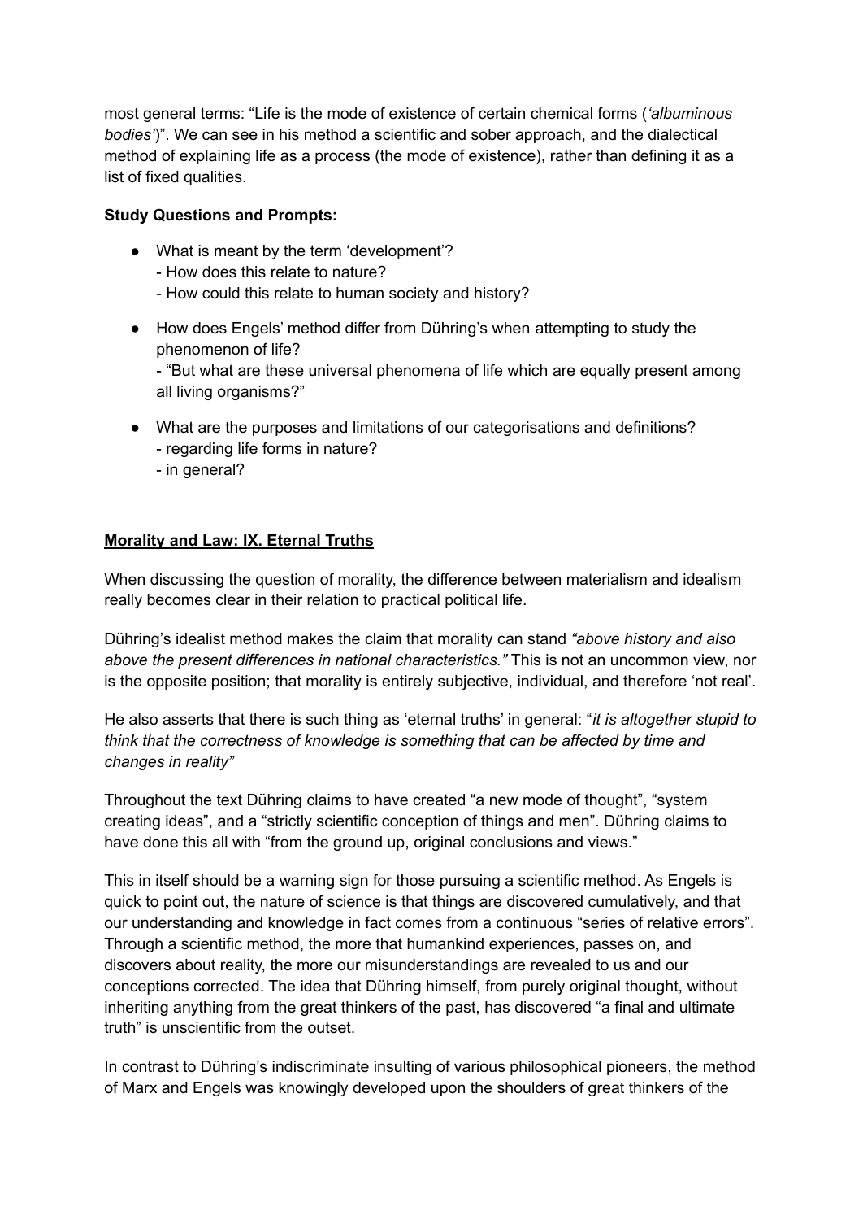most general terms: "Life is the mode of existence of certain chemical forms (*'albuminous bodies'*)". We can see in his method a scientific and sober approach, and the dialectical method of explaining life as a process (the mode of existence), rather than defining it as a list of fixed qualities.

**Study Questions and Prompts:**

- What is meant by the term 'development'?
  - How does this relate to nature?
  - How could this relate to human society and history?
- How does Engels' method differ from Dühring's when attempting to study the phenomenon of life?
  - "But what are these universal phenomena of life which are equally present among all living organisms?"
- What are the purposes and limitations of our categorisations and definitions?
  - regarding life forms in nature?
  - in general?

**Morality and Law: IX. Eternal Truths**

When discussing the question of morality, the difference between materialism and idealism really becomes clear in their relation to practical political life.

Dühring's idealist method makes the claim that morality can stand *"above history and also above the present differences in national characteristics."* This is not an uncommon view, nor is the opposite position; that morality is entirely subjective, individual, and therefore 'not real'.

He also asserts that there is such thing as 'eternal truths' in general: "*it is altogether stupid to think that the correctness of knowledge is something that can be affected by time and changes in reality"*

Throughout the text Dühring claims to have created "a new mode of thought", "system creating ideas", and a "strictly scientific conception of things and men". Dühring claims to have done this all with "from the ground up, original conclusions and views."

This in itself should be a warning sign for those pursuing a scientific method. As Engels is quick to point out, the nature of science is that things are discovered cumulatively, and that our understanding and knowledge in fact comes from a continuous "series of relative errors". Through a scientific method, the more that humankind experiences, passes on, and discovers about reality, the more our misunderstandings are revealed to us and our conceptions corrected. The idea that Dühring himself, from purely original thought, without inheriting anything from the great thinkers of the past, has discovered "a final and ultimate truth" is unscientific from the outset.

In contrast to Dühring's indiscriminate insulting of various philosophical pioneers, the method of Marx and Engels was knowingly developed upon the shoulders of great thinkers of the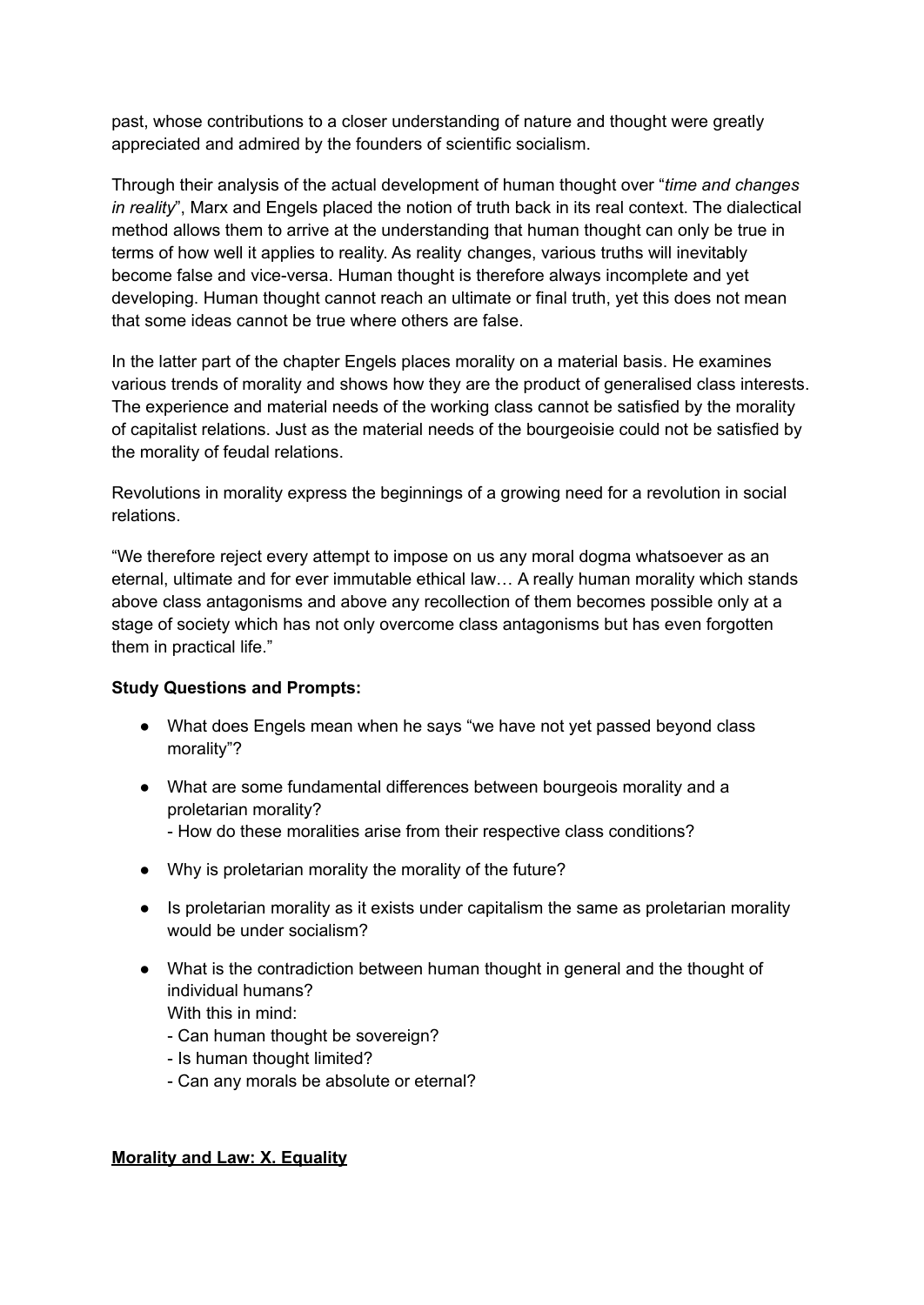past, whose contributions to a closer understanding of nature and thought were greatly appreciated and admired by the founders of scientific socialism.

Through their analysis of the actual development of human thought over "*time and changes in reality*", Marx and Engels placed the notion of truth back in its real context. The dialectical method allows them to arrive at the understanding that human thought can only be true in terms of how well it applies to reality. As reality changes, various truths will inevitably become false and vice-versa. Human thought is therefore always incomplete and yet developing. Human thought cannot reach an ultimate or final truth, yet this does not mean that some ideas cannot be true where others are false.

In the latter part of the chapter Engels places morality on a material basis. He examines various trends of morality and shows how they are the product of generalised class interests. The experience and material needs of the working class cannot be satisfied by the morality of capitalist relations. Just as the material needs of the bourgeoisie could not be satisfied by the morality of feudal relations.

Revolutions in morality express the beginnings of a growing need for a revolution in social relations.

"We therefore reject every attempt to impose on us any moral dogma whatsoever as an eternal, ultimate and for ever immutable ethical law… A really human morality which stands above class antagonisms and above any recollection of them becomes possible only at a stage of society which has not only overcome class antagonisms but has even forgotten them in practical life."

**Study Questions and Prompts:**

- What does Engels mean when he says "we have not yet passed beyond class morality"?
- What are some fundamental differences between bourgeois morality and a proletarian morality?
  - How do these moralities arise from their respective class conditions?
- Why is proletarian morality the morality of the future?
- Is proletarian morality as it exists under capitalism the same as proletarian morality would be under socialism?
- What is the contradiction between human thought in general and the thought of individual humans?
  With this in mind:
  - Can human thought be sovereign?
  - Is human thought limited?
  - Can any morals be absolute or eternal?

**Morality and Law: X. Equality**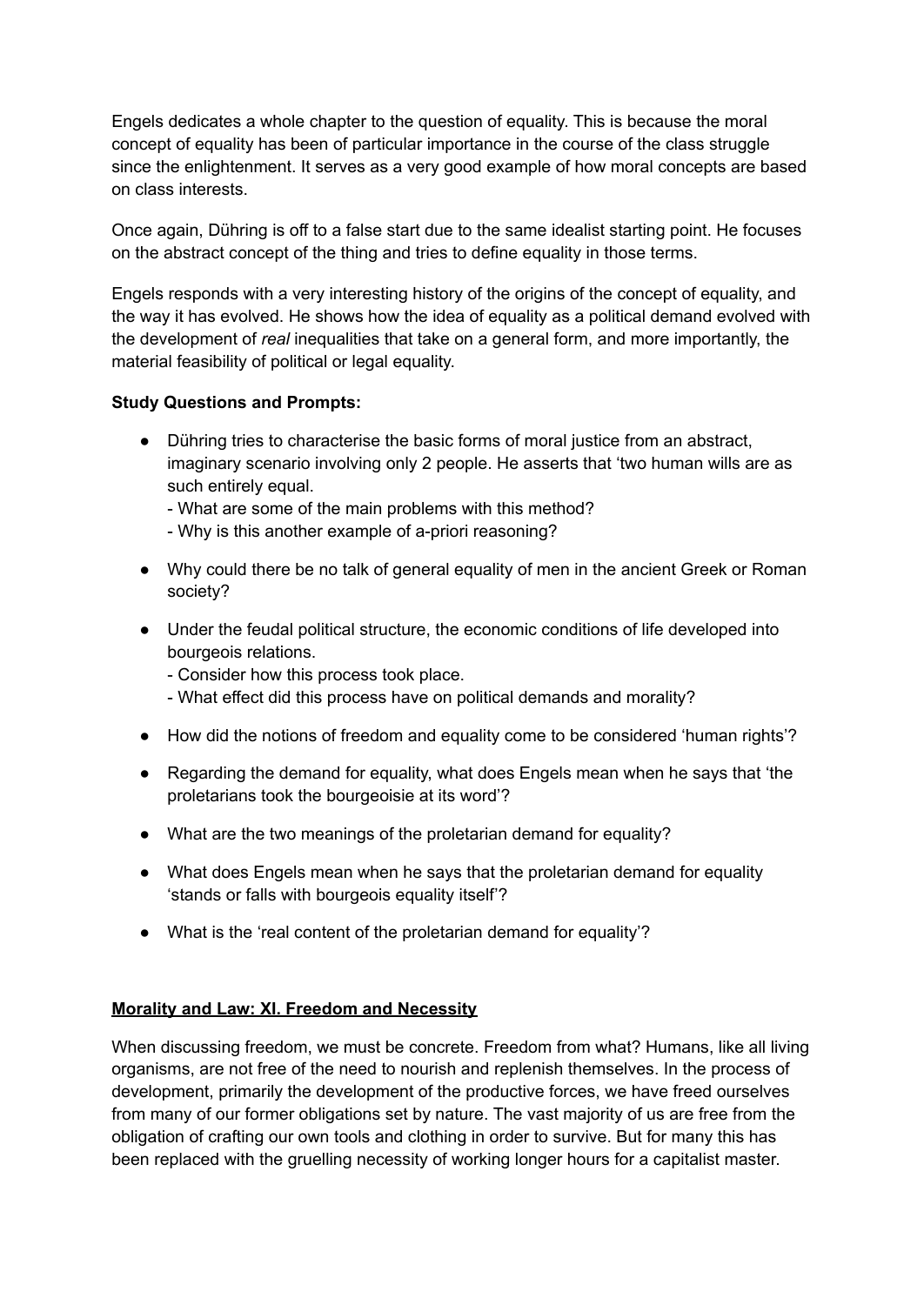Engels dedicates a whole chapter to the question of equality. This is because the moral concept of equality has been of particular importance in the course of the class struggle since the enlightenment. It serves as a very good example of how moral concepts are based on class interests.

Once again, Dühring is off to a false start due to the same idealist starting point. He focuses on the abstract concept of the thing and tries to define equality in those terms.

Engels responds with a very interesting history of the origins of the concept of equality, and the way it has evolved. He shows how the idea of equality as a political demand evolved with the development of *real* inequalities that take on a general form, and more importantly, the material feasibility of political or legal equality.

**Study Questions and Prompts:**

- Dühring tries to characterise the basic forms of moral justice from an abstract, imaginary scenario involving only 2 people. He asserts that 'two human wills are as such entirely equal.
  - What are some of the main problems with this method?
  - Why is this another example of a-priori reasoning?
- Why could there be no talk of general equality of men in the ancient Greek or Roman society?
- Under the feudal political structure, the economic conditions of life developed into bourgeois relations.
  - Consider how this process took place.
  - What effect did this process have on political demands and morality?
- How did the notions of freedom and equality come to be considered 'human rights'?
- Regarding the demand for equality, what does Engels mean when he says that 'the proletarians took the bourgeoisie at its word'?
- What are the two meanings of the proletarian demand for equality?
- What does Engels mean when he says that the proletarian demand for equality 'stands or falls with bourgeois equality itself'?
- What is the 'real content of the proletarian demand for equality'?

## Morality and Law: XI. Freedom and Necessity

When discussing freedom, we must be concrete. Freedom from what? Humans, like all living organisms, are not free of the need to nourish and replenish themselves. In the process of development, primarily the development of the productive forces, we have freed ourselves from many of our former obligations set by nature. The vast majority of us are free from the obligation of crafting our own tools and clothing in order to survive. But for many this has been replaced with the gruelling necessity of working longer hours for a capitalist master.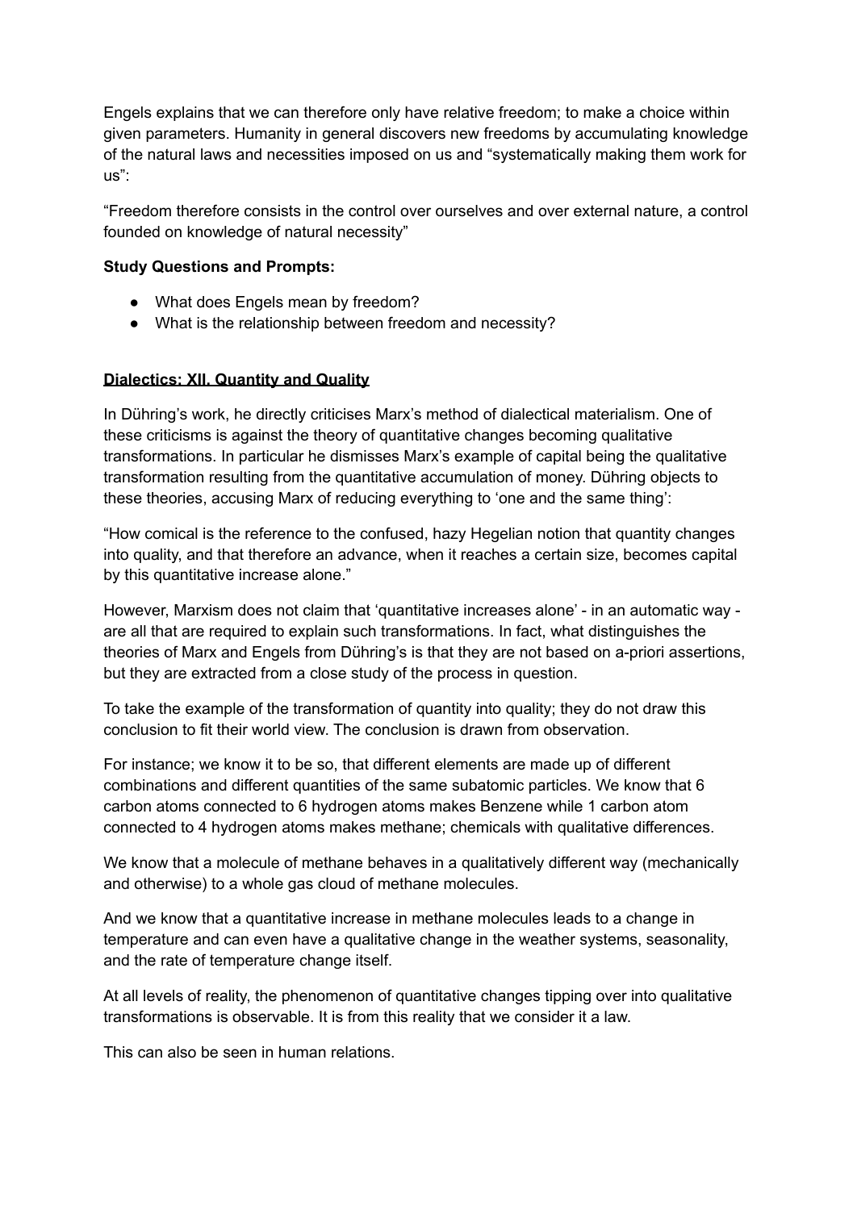Engels explains that we can therefore only have relative freedom; to make a choice within given parameters. Humanity in general discovers new freedoms by accumulating knowledge of the natural laws and necessities imposed on us and "systematically making them work for us":

"Freedom therefore consists in the control over ourselves and over external nature, a control founded on knowledge of natural necessity"

**Study Questions and Prompts:**

- What does Engels mean by freedom?
- What is the relationship between freedom and necessity?

## Dialectics: XII. Quantity and Quality

In Dühring's work, he directly criticises Marx's method of dialectical materialism. One of these criticisms is against the theory of quantitative changes becoming qualitative transformations. In particular he dismisses Marx's example of capital being the qualitative transformation resulting from the quantitative accumulation of money. Dühring objects to these theories, accusing Marx of reducing everything to 'one and the same thing':

"How comical is the reference to the confused, hazy Hegelian notion that quantity changes into quality, and that therefore an advance, when it reaches a certain size, becomes capital by this quantitative increase alone."

However, Marxism does not claim that 'quantitative increases alone' - in an automatic way - are all that are required to explain such transformations. In fact, what distinguishes the theories of Marx and Engels from Dühring's is that they are not based on a-priori assertions, but they are extracted from a close study of the process in question.

To take the example of the transformation of quantity into quality; they do not draw this conclusion to fit their world view. The conclusion is drawn from observation.

For instance; we know it to be so, that different elements are made up of different combinations and different quantities of the same subatomic particles. We know that 6 carbon atoms connected to 6 hydrogen atoms makes Benzene while 1 carbon atom connected to 4 hydrogen atoms makes methane; chemicals with qualitative differences.

We know that a molecule of methane behaves in a qualitatively different way (mechanically and otherwise) to a whole gas cloud of methane molecules.

And we know that a quantitative increase in methane molecules leads to a change in temperature and can even have a qualitative change in the weather systems, seasonality, and the rate of temperature change itself.

At all levels of reality, the phenomenon of quantitative changes tipping over into qualitative transformations is observable. It is from this reality that we consider it a law.

This can also be seen in human relations.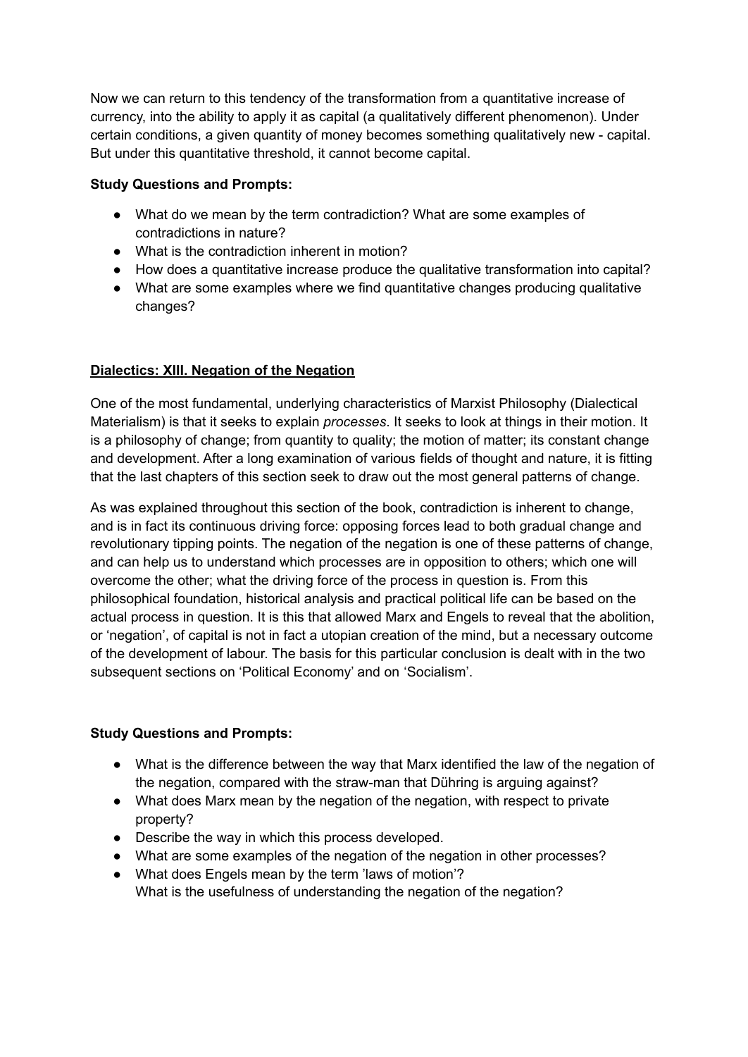Now we can return to this tendency of the transformation from a quantitative increase of currency, into the ability to apply it as capital (a qualitatively different phenomenon). Under certain conditions, a given quantity of money becomes something qualitatively new - capital. But under this quantitative threshold, it cannot become capital.

**Study Questions and Prompts:**

- What do we mean by the term contradiction? What are some examples of contradictions in nature?
- What is the contradiction inherent in motion?
- How does a quantitative increase produce the qualitative transformation into capital?
- What are some examples where we find quantitative changes producing qualitative changes?

## Dialectics: XIII. Negation of the Negation

One of the most fundamental, underlying characteristics of Marxist Philosophy (Dialectical Materialism) is that it seeks to explain *processes*. It seeks to look at things in their motion. It is a philosophy of change; from quantity to quality; the motion of matter; its constant change and development. After a long examination of various fields of thought and nature, it is fitting that the last chapters of this section seek to draw out the most general patterns of change.

As was explained throughout this section of the book, contradiction is inherent to change, and is in fact its continuous driving force: opposing forces lead to both gradual change and revolutionary tipping points. The negation of the negation is one of these patterns of change, and can help us to understand which processes are in opposition to others; which one will overcome the other; what the driving force of the process in question is. From this philosophical foundation, historical analysis and practical political life can be based on the actual process in question. It is this that allowed Marx and Engels to reveal that the abolition, or 'negation', of capital is not in fact a utopian creation of the mind, but a necessary outcome of the development of labour. The basis for this particular conclusion is dealt with in the two subsequent sections on 'Political Economy' and on 'Socialism'.

**Study Questions and Prompts:**

- What is the difference between the way that Marx identified the law of the negation of the negation, compared with the straw-man that Dühring is arguing against?
- What does Marx mean by the negation of the negation, with respect to private property?
- Describe the way in which this process developed.
- What are some examples of the negation of the negation in other processes?
- What does Engels mean by the term 'laws of motion'?
  What is the usefulness of understanding the negation of the negation?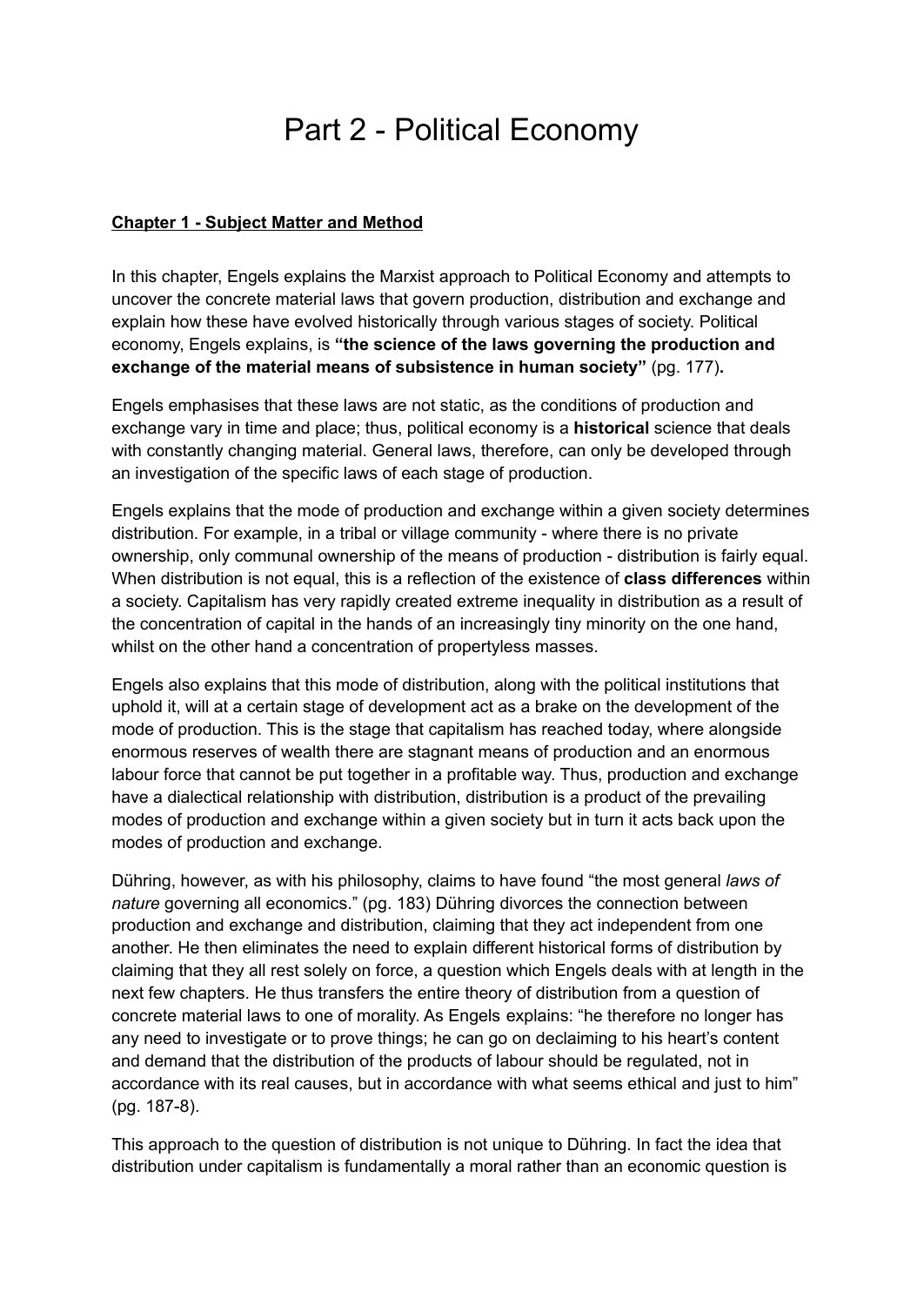# Part 2 - Political Economy

**Chapter 1 - Subject Matter and Method**

In this chapter, Engels explains the Marxist approach to Political Economy and attempts to uncover the concrete material laws that govern production, distribution and exchange and explain how these have evolved historically through various stages of society. Political economy, Engels explains, is **"the science of the laws governing the production and exchange of the material means of subsistence in human society"** (pg. 177)**.**

Engels emphasises that these laws are not static, as the conditions of production and exchange vary in time and place; thus, political economy is a **historical** science that deals with constantly changing material. General laws, therefore, can only be developed through an investigation of the specific laws of each stage of production.

Engels explains that the mode of production and exchange within a given society determines distribution. For example, in a tribal or village community - where there is no private ownership, only communal ownership of the means of production - distribution is fairly equal. When distribution is not equal, this is a reflection of the existence of **class differences** within a society. Capitalism has very rapidly created extreme inequality in distribution as a result of the concentration of capital in the hands of an increasingly tiny minority on the one hand, whilst on the other hand a concentration of propertyless masses.

Engels also explains that this mode of distribution, along with the political institutions that uphold it, will at a certain stage of development act as a brake on the development of the mode of production. This is the stage that capitalism has reached today, where alongside enormous reserves of wealth there are stagnant means of production and an enormous labour force that cannot be put together in a profitable way. Thus, production and exchange have a dialectical relationship with distribution, distribution is a product of the prevailing modes of production and exchange within a given society but in turn it acts back upon the modes of production and exchange.

Dühring, however, as with his philosophy, claims to have found "the most general *laws of nature* governing all economics." (pg. 183) Dühring divorces the connection between production and exchange and distribution, claiming that they act independent from one another. He then eliminates the need to explain different historical forms of distribution by claiming that they all rest solely on force, a question which Engels deals with at length in the next few chapters. He thus transfers the entire theory of distribution from a question of concrete material laws to one of morality. As Engels explains: "he therefore no longer has any need to investigate or to prove things; he can go on declaiming to his heart's content and demand that the distribution of the products of labour should be regulated, not in accordance with its real causes, but in accordance with what seems ethical and just to him" (pg. 187-8).

This approach to the question of distribution is not unique to Dühring. In fact the idea that distribution under capitalism is fundamentally a moral rather than an economic question is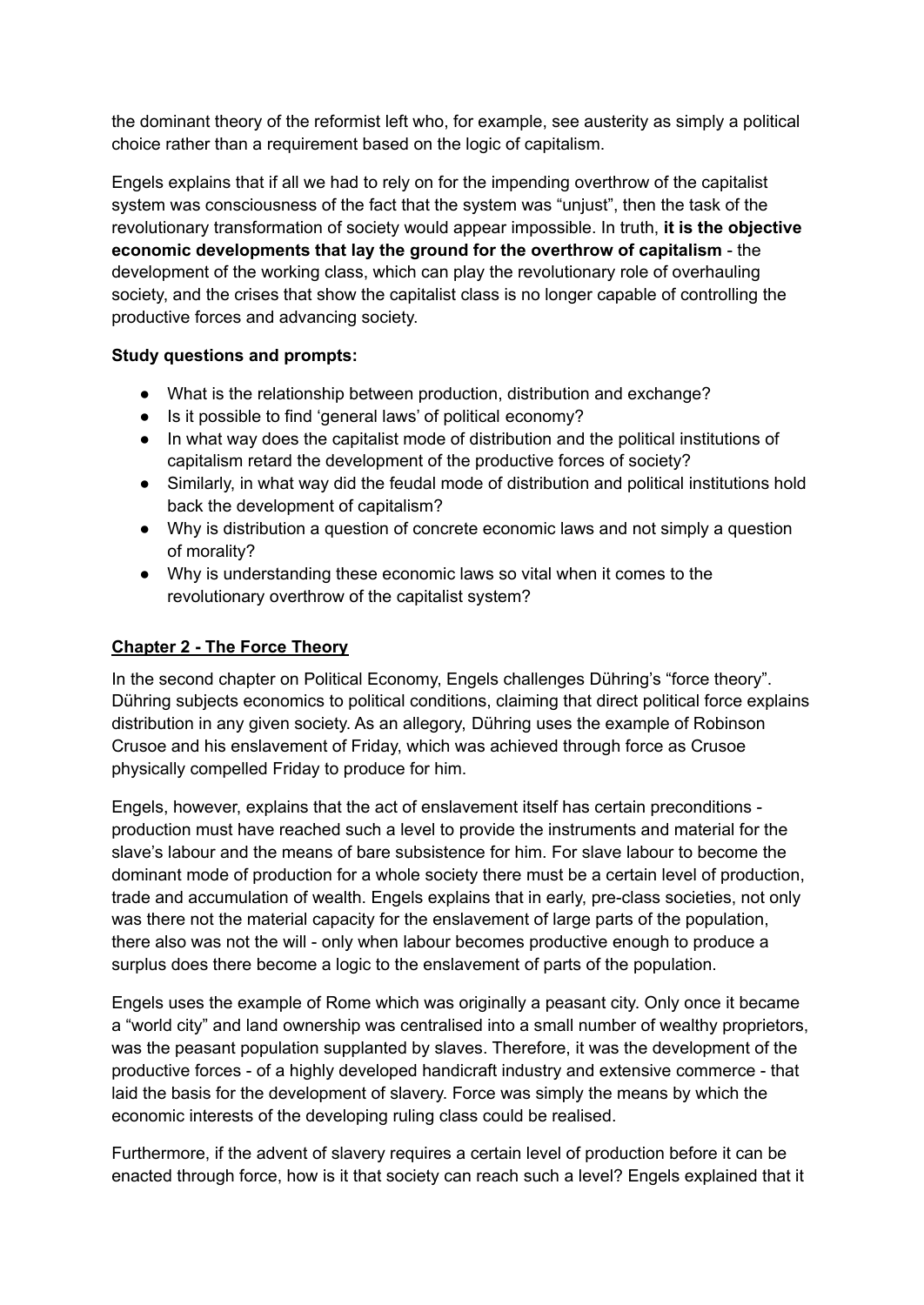the dominant theory of the reformist left who, for example, see austerity as simply a political choice rather than a requirement based on the logic of capitalism.

Engels explains that if all we had to rely on for the impending overthrow of the capitalist system was consciousness of the fact that the system was "unjust", then the task of the revolutionary transformation of society would appear impossible. In truth, **it is the objective economic developments that lay the ground for the overthrow of capitalism** - the development of the working class, which can play the revolutionary role of overhauling society, and the crises that show the capitalist class is no longer capable of controlling the productive forces and advancing society.

**Study questions and prompts:**

- What is the relationship between production, distribution and exchange?
- Is it possible to find 'general laws' of political economy?
- In what way does the capitalist mode of distribution and the political institutions of capitalism retard the development of the productive forces of society?
- Similarly, in what way did the feudal mode of distribution and political institutions hold back the development of capitalism?
- Why is distribution a question of concrete economic laws and not simply a question of morality?
- Why is understanding these economic laws so vital when it comes to the revolutionary overthrow of the capitalist system?

## Chapter 2 - The Force Theory

In the second chapter on Political Economy, Engels challenges Dühring's "force theory". Dühring subjects economics to political conditions, claiming that direct political force explains distribution in any given society. As an allegory, Dühring uses the example of Robinson Crusoe and his enslavement of Friday, which was achieved through force as Crusoe physically compelled Friday to produce for him.

Engels, however, explains that the act of enslavement itself has certain preconditions - production must have reached such a level to provide the instruments and material for the slave's labour and the means of bare subsistence for him. For slave labour to become the dominant mode of production for a whole society there must be a certain level of production, trade and accumulation of wealth. Engels explains that in early, pre-class societies, not only was there not the material capacity for the enslavement of large parts of the population, there also was not the will - only when labour becomes productive enough to produce a surplus does there become a logic to the enslavement of parts of the population.

Engels uses the example of Rome which was originally a peasant city. Only once it became a "world city" and land ownership was centralised into a small number of wealthy proprietors, was the peasant population supplanted by slaves. Therefore, it was the development of the productive forces - of a highly developed handicraft industry and extensive commerce - that laid the basis for the development of slavery. Force was simply the means by which the economic interests of the developing ruling class could be realised.

Furthermore, if the advent of slavery requires a certain level of production before it can be enacted through force, how is it that society can reach such a level? Engels explained that it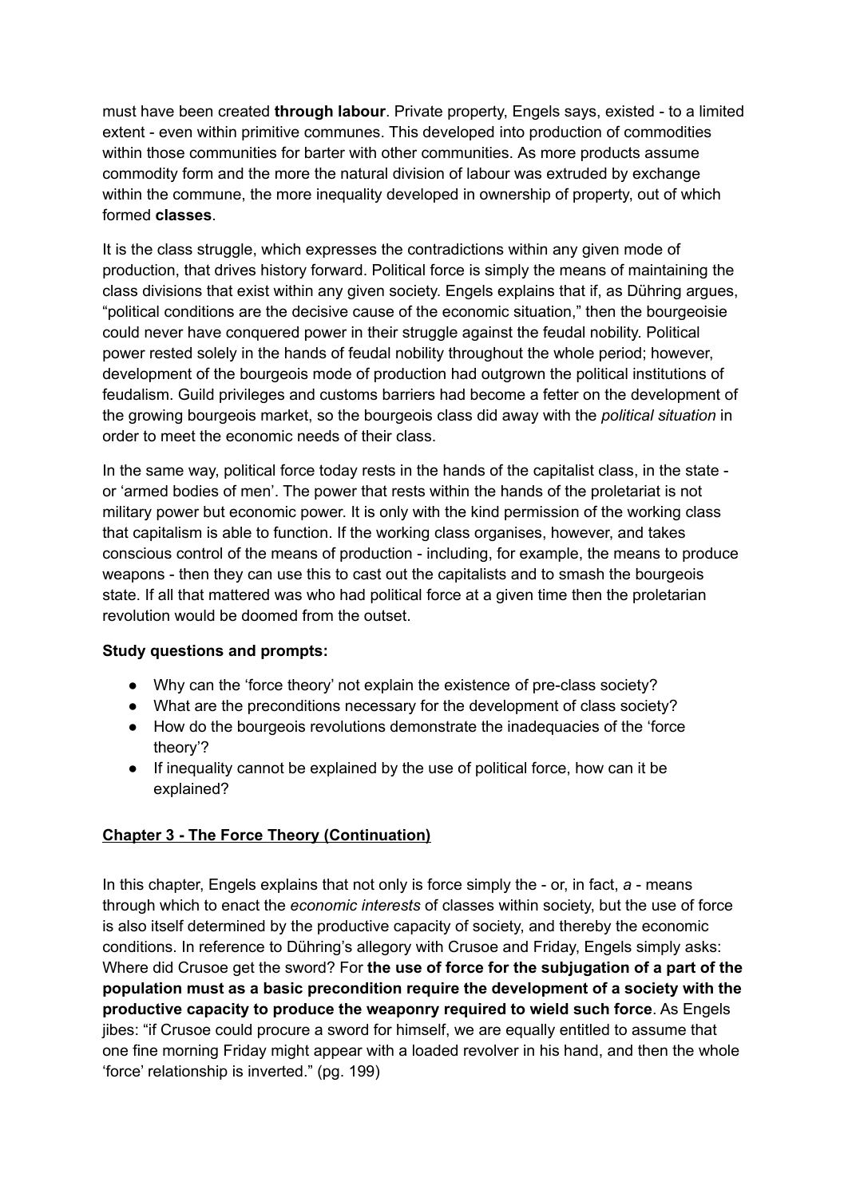must have been created **through labour**. Private property, Engels says, existed - to a limited extent - even within primitive communes. This developed into production of commodities within those communities for barter with other communities. As more products assume commodity form and the more the natural division of labour was extruded by exchange within the commune, the more inequality developed in ownership of property, out of which formed **classes**.

It is the class struggle, which expresses the contradictions within any given mode of production, that drives history forward. Political force is simply the means of maintaining the class divisions that exist within any given society. Engels explains that if, as Dühring argues, "political conditions are the decisive cause of the economic situation," then the bourgeoisie could never have conquered power in their struggle against the feudal nobility. Political power rested solely in the hands of feudal nobility throughout the whole period; however, development of the bourgeois mode of production had outgrown the political institutions of feudalism. Guild privileges and customs barriers had become a fetter on the development of the growing bourgeois market, so the bourgeois class did away with the *political situation* in order to meet the economic needs of their class.

In the same way, political force today rests in the hands of the capitalist class, in the state - or 'armed bodies of men'. The power that rests within the hands of the proletariat is not military power but economic power. It is only with the kind permission of the working class that capitalism is able to function. If the working class organises, however, and takes conscious control of the means of production - including, for example, the means to produce weapons - then they can use this to cast out the capitalists and to smash the bourgeois state. If all that mattered was who had political force at a given time then the proletarian revolution would be doomed from the outset.

**Study questions and prompts:**

- Why can the 'force theory' not explain the existence of pre-class society?
- What are the preconditions necessary for the development of class society?
- How do the bourgeois revolutions demonstrate the inadequacies of the 'force theory'?
- If inequality cannot be explained by the use of political force, how can it be explained?

## Chapter 3 - The Force Theory (Continuation)

In this chapter, Engels explains that not only is force simply the - or, in fact, *a* - means through which to enact the *economic interests* of classes within society, but the use of force is also itself determined by the productive capacity of society, and thereby the economic conditions. In reference to Dühring's allegory with Crusoe and Friday, Engels simply asks: Where did Crusoe get the sword? For **the use of force for the subjugation of a part of the population must as a basic precondition require the development of a society with the productive capacity to produce the weaponry required to wield such force**. As Engels jibes: "if Crusoe could procure a sword for himself, we are equally entitled to assume that one fine morning Friday might appear with a loaded revolver in his hand, and then the whole 'force' relationship is inverted." (pg. 199)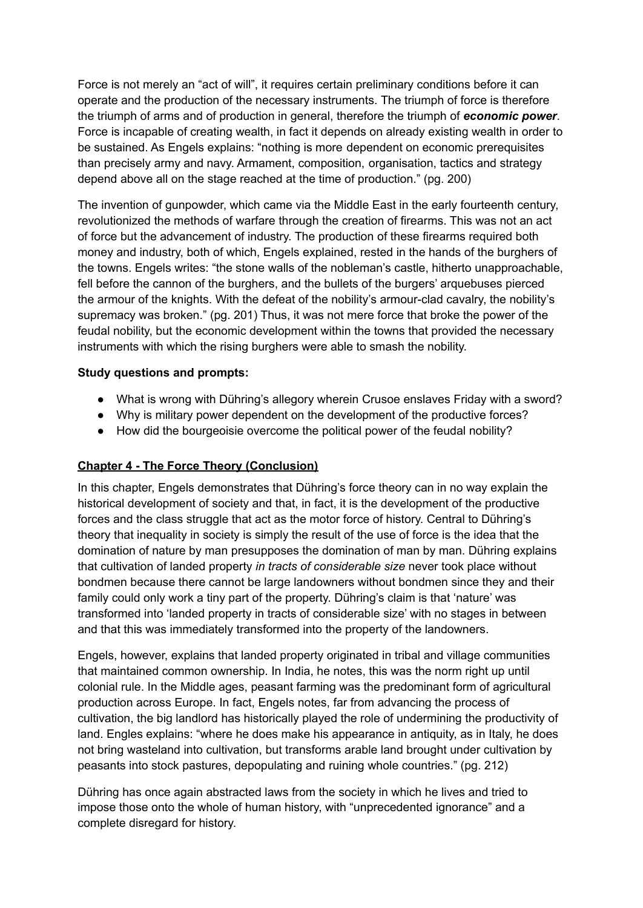Force is not merely an "act of will", it requires certain preliminary conditions before it can operate and the production of the necessary instruments. The triumph of force is therefore the triumph of arms and of production in general, therefore the triumph of ***economic power***. Force is incapable of creating wealth, in fact it depends on already existing wealth in order to be sustained. As Engels explains: "nothing is more dependent on economic prerequisites than precisely army and navy. Armament, composition, organisation, tactics and strategy depend above all on the stage reached at the time of production." (pg. 200)

The invention of gunpowder, which came via the Middle East in the early fourteenth century, revolutionized the methods of warfare through the creation of firearms. This was not an act of force but the advancement of industry. The production of these firearms required both money and industry, both of which, Engels explained, rested in the hands of the burghers of the towns. Engels writes: "the stone walls of the nobleman's castle, hitherto unapproachable, fell before the cannon of the burghers, and the bullets of the burgers' arquebuses pierced the armour of the knights. With the defeat of the nobility's armour-clad cavalry, the nobility's supremacy was broken." (pg. 201) Thus, it was not mere force that broke the power of the feudal nobility, but the economic development within the towns that provided the necessary instruments with which the rising burghers were able to smash the nobility.

**Study questions and prompts:**

- What is wrong with Dühring's allegory wherein Crusoe enslaves Friday with a sword?
- Why is military power dependent on the development of the productive forces?
- How did the bourgeoisie overcome the political power of the feudal nobility?

## Chapter 4 - The Force Theory (Conclusion)

In this chapter, Engels demonstrates that Dühring's force theory can in no way explain the historical development of society and that, in fact, it is the development of the productive forces and the class struggle that act as the motor force of history. Central to Dühring's theory that inequality in society is simply the result of the use of force is the idea that the domination of nature by man presupposes the domination of man by man. Dühring explains that cultivation of landed property *in tracts of considerable size* never took place without bondmen because there cannot be large landowners without bondmen since they and their family could only work a tiny part of the property. Dühring's claim is that 'nature' was transformed into 'landed property in tracts of considerable size' with no stages in between and that this was immediately transformed into the property of the landowners.

Engels, however, explains that landed property originated in tribal and village communities that maintained common ownership. In India, he notes, this was the norm right up until colonial rule. In the Middle ages, peasant farming was the predominant form of agricultural production across Europe. In fact, Engels notes, far from advancing the process of cultivation, the big landlord has historically played the role of undermining the productivity of land. Engles explains: "where he does make his appearance in antiquity, as in Italy, he does not bring wasteland into cultivation, but transforms arable land brought under cultivation by peasants into stock pastures, depopulating and ruining whole countries." (pg. 212)

Dühring has once again abstracted laws from the society in which he lives and tried to impose those onto the whole of human history, with "unprecedented ignorance" and a complete disregard for history.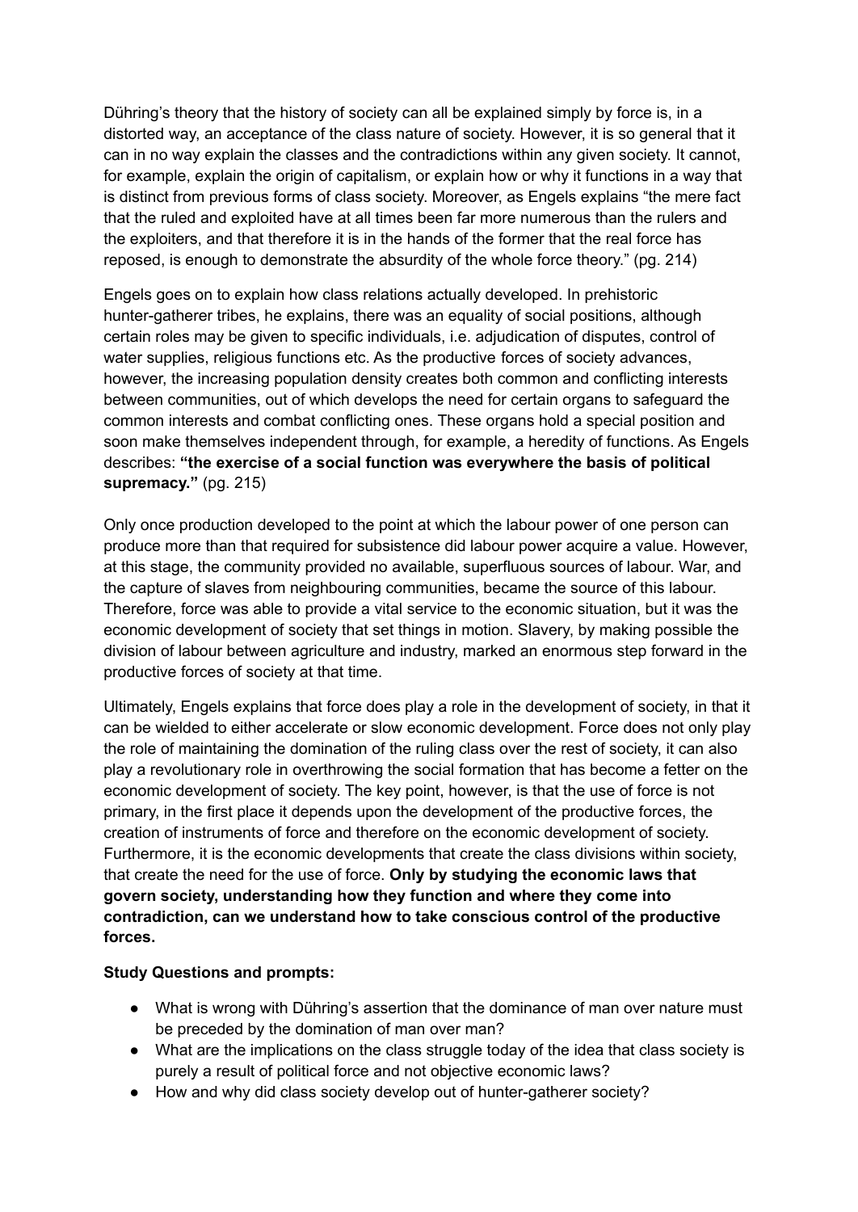Dühring's theory that the history of society can all be explained simply by force is, in a distorted way, an acceptance of the class nature of society. However, it is so general that it can in no way explain the classes and the contradictions within any given society. It cannot, for example, explain the origin of capitalism, or explain how or why it functions in a way that is distinct from previous forms of class society. Moreover, as Engels explains "the mere fact that the ruled and exploited have at all times been far more numerous than the rulers and the exploiters, and that therefore it is in the hands of the former that the real force has reposed, is enough to demonstrate the absurdity of the whole force theory." (pg. 214)

Engels goes on to explain how class relations actually developed. In prehistoric hunter-gatherer tribes, he explains, there was an equality of social positions, although certain roles may be given to specific individuals, i.e. adjudication of disputes, control of water supplies, religious functions etc. As the productive forces of society advances, however, the increasing population density creates both common and conflicting interests between communities, out of which develops the need for certain organs to safeguard the common interests and combat conflicting ones. These organs hold a special position and soon make themselves independent through, for example, a heredity of functions. As Engels describes: **"the exercise of a social function was everywhere the basis of political supremacy."** (pg. 215)

Only once production developed to the point at which the labour power of one person can produce more than that required for subsistence did labour power acquire a value. However, at this stage, the community provided no available, superfluous sources of labour. War, and the capture of slaves from neighbouring communities, became the source of this labour. Therefore, force was able to provide a vital service to the economic situation, but it was the economic development of society that set things in motion. Slavery, by making possible the division of labour between agriculture and industry, marked an enormous step forward in the productive forces of society at that time.

Ultimately, Engels explains that force does play a role in the development of society, in that it can be wielded to either accelerate or slow economic development. Force does not only play the role of maintaining the domination of the ruling class over the rest of society, it can also play a revolutionary role in overthrowing the social formation that has become a fetter on the economic development of society. The key point, however, is that the use of force is not primary, in the first place it depends upon the development of the productive forces, the creation of instruments of force and therefore on the economic development of society. Furthermore, it is the economic developments that create the class divisions within society, that create the need for the use of force. **Only by studying the economic laws that govern society, understanding how they function and where they come into contradiction, can we understand how to take conscious control of the productive forces.**

**Study Questions and prompts:**

- What is wrong with Dühring's assertion that the dominance of man over nature must be preceded by the domination of man over man?
- What are the implications on the class struggle today of the idea that class society is purely a result of political force and not objective economic laws?
- How and why did class society develop out of hunter-gatherer society?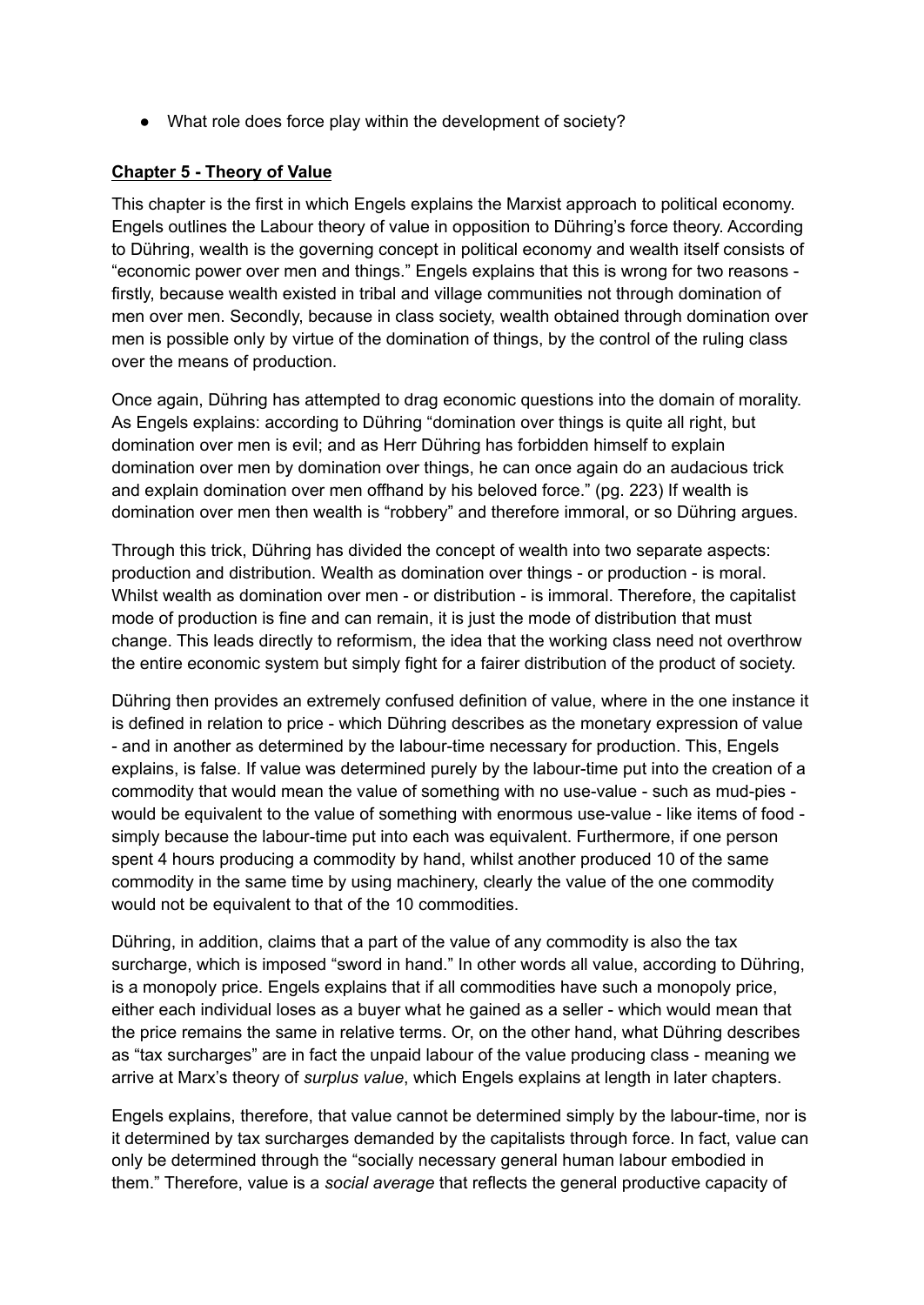- What role does force play within the development of society?

## Chapter 5 - Theory of Value

This chapter is the first in which Engels explains the Marxist approach to political economy. Engels outlines the Labour theory of value in opposition to Dühring's force theory. According to Dühring, wealth is the governing concept in political economy and wealth itself consists of "economic power over men and things." Engels explains that this is wrong for two reasons - firstly, because wealth existed in tribal and village communities not through domination of men over men. Secondly, because in class society, wealth obtained through domination over men is possible only by virtue of the domination of things, by the control of the ruling class over the means of production.

Once again, Dühring has attempted to drag economic questions into the domain of morality. As Engels explains: according to Dühring "domination over things is quite all right, but domination over men is evil; and as Herr Dühring has forbidden himself to explain domination over men by domination over things, he can once again do an audacious trick and explain domination over men offhand by his beloved force." (pg. 223) If wealth is domination over men then wealth is "robbery" and therefore immoral, or so Dühring argues.

Through this trick, Dühring has divided the concept of wealth into two separate aspects: production and distribution. Wealth as domination over things - or production - is moral. Whilst wealth as domination over men - or distribution - is immoral. Therefore, the capitalist mode of production is fine and can remain, it is just the mode of distribution that must change. This leads directly to reformism, the idea that the working class need not overthrow the entire economic system but simply fight for a fairer distribution of the product of society.

Dühring then provides an extremely confused definition of value, where in the one instance it is defined in relation to price - which Dühring describes as the monetary expression of value - and in another as determined by the labour-time necessary for production. This, Engels explains, is false. If value was determined purely by the labour-time put into the creation of a commodity that would mean the value of something with no use-value - such as mud-pies - would be equivalent to the value of something with enormous use-value - like items of food - simply because the labour-time put into each was equivalent. Furthermore, if one person spent 4 hours producing a commodity by hand, whilst another produced 10 of the same commodity in the same time by using machinery, clearly the value of the one commodity would not be equivalent to that of the 10 commodities.

Dühring, in addition, claims that a part of the value of any commodity is also the tax surcharge, which is imposed "sword in hand." In other words all value, according to Dühring, is a monopoly price. Engels explains that if all commodities have such a monopoly price, either each individual loses as a buyer what he gained as a seller - which would mean that the price remains the same in relative terms. Or, on the other hand, what Dühring describes as "tax surcharges" are in fact the unpaid labour of the value producing class - meaning we arrive at Marx's theory of *surplus value*, which Engels explains at length in later chapters.

Engels explains, therefore, that value cannot be determined simply by the labour-time, nor is it determined by tax surcharges demanded by the capitalists through force. In fact, value can only be determined through the "socially necessary general human labour embodied in them." Therefore, value is a *social average* that reflects the general productive capacity of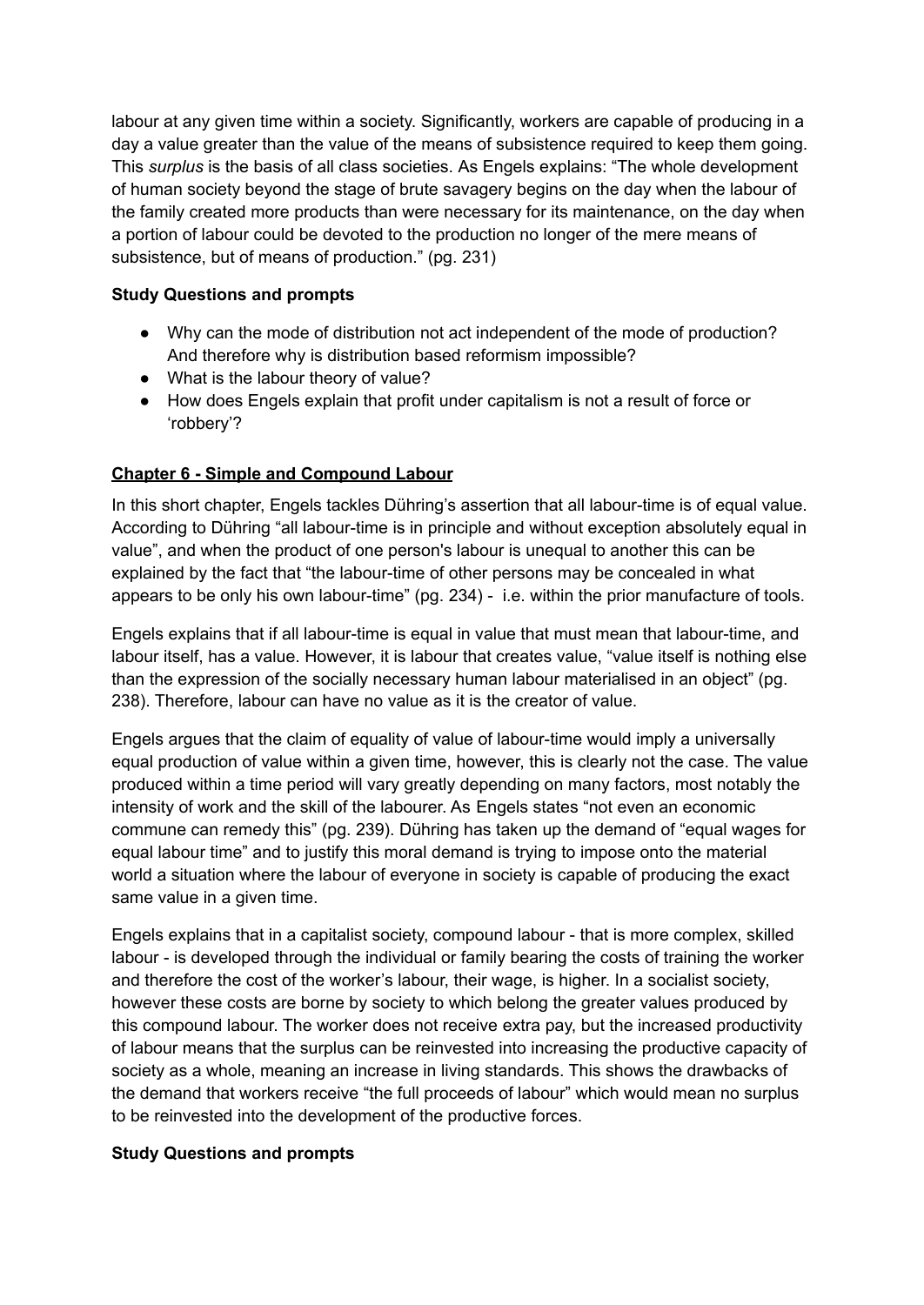labour at any given time within a society. Significantly, workers are capable of producing in a day a value greater than the value of the means of subsistence required to keep them going. This *surplus* is the basis of all class societies. As Engels explains: "The whole development of human society beyond the stage of brute savagery begins on the day when the labour of the family created more products than were necessary for its maintenance, on the day when a portion of labour could be devoted to the production no longer of the mere means of subsistence, but of means of production." (pg. 231)

**Study Questions and prompts**

- Why can the mode of distribution not act independent of the mode of production? And therefore why is distribution based reformism impossible?
- What is the labour theory of value?
- How does Engels explain that profit under capitalism is not a result of force or 'robbery'?

## Chapter 6 - Simple and Compound Labour

In this short chapter, Engels tackles Dühring's assertion that all labour-time is of equal value. According to Dühring "all labour-time is in principle and without exception absolutely equal in value", and when the product of one person's labour is unequal to another this can be explained by the fact that "the labour-time of other persons may be concealed in what appears to be only his own labour-time" (pg. 234) - i.e. within the prior manufacture of tools.

Engels explains that if all labour-time is equal in value that must mean that labour-time, and labour itself, has a value. However, it is labour that creates value, "value itself is nothing else than the expression of the socially necessary human labour materialised in an object" (pg. 238). Therefore, labour can have no value as it is the creator of value.

Engels argues that the claim of equality of value of labour-time would imply a universally equal production of value within a given time, however, this is clearly not the case. The value produced within a time period will vary greatly depending on many factors, most notably the intensity of work and the skill of the labourer. As Engels states "not even an economic commune can remedy this" (pg. 239). Dühring has taken up the demand of "equal wages for equal labour time" and to justify this moral demand is trying to impose onto the material world a situation where the labour of everyone in society is capable of producing the exact same value in a given time.

Engels explains that in a capitalist society, compound labour - that is more complex, skilled labour - is developed through the individual or family bearing the costs of training the worker and therefore the cost of the worker's labour, their wage, is higher. In a socialist society, however these costs are borne by society to which belong the greater values produced by this compound labour. The worker does not receive extra pay, but the increased productivity of labour means that the surplus can be reinvested into increasing the productive capacity of society as a whole, meaning an increase in living standards. This shows the drawbacks of the demand that workers receive "the full proceeds of labour" which would mean no surplus to be reinvested into the development of the productive forces.

**Study Questions and prompts**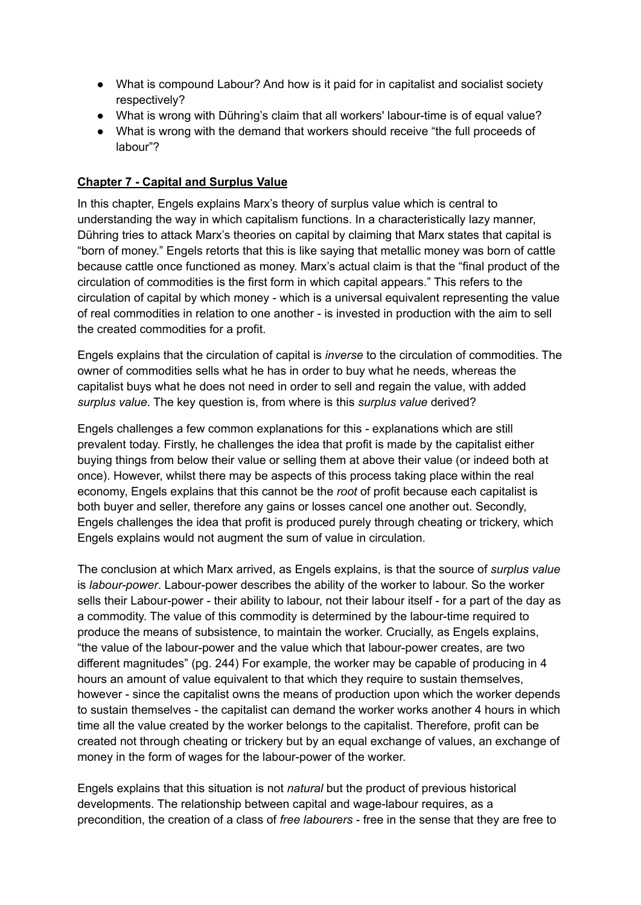- What is compound Labour? And how is it paid for in capitalist and socialist society respectively?
- What is wrong with Dühring's claim that all workers' labour-time is of equal value?
- What is wrong with the demand that workers should receive "the full proceeds of labour"?

**Chapter 7 - Capital and Surplus Value**

In this chapter, Engels explains Marx's theory of surplus value which is central to understanding the way in which capitalism functions. In a characteristically lazy manner, Dühring tries to attack Marx's theories on capital by claiming that Marx states that capital is "born of money." Engels retorts that this is like saying that metallic money was born of cattle because cattle once functioned as money. Marx's actual claim is that the "final product of the circulation of commodities is the first form in which capital appears." This refers to the circulation of capital by which money - which is a universal equivalent representing the value of real commodities in relation to one another - is invested in production with the aim to sell the created commodities for a profit.

Engels explains that the circulation of capital is *inverse* to the circulation of commodities. The owner of commodities sells what he has in order to buy what he needs, whereas the capitalist buys what he does not need in order to sell and regain the value, with added *surplus value*. The key question is, from where is this *surplus value* derived?

Engels challenges a few common explanations for this - explanations which are still prevalent today. Firstly, he challenges the idea that profit is made by the capitalist either buying things from below their value or selling them at above their value (or indeed both at once). However, whilst there may be aspects of this process taking place within the real economy, Engels explains that this cannot be the *root* of profit because each capitalist is both buyer and seller, therefore any gains or losses cancel one another out. Secondly, Engels challenges the idea that profit is produced purely through cheating or trickery, which Engels explains would not augment the sum of value in circulation.

The conclusion at which Marx arrived, as Engels explains, is that the source of *surplus value* is *labour-power*. Labour-power describes the ability of the worker to labour. So the worker sells their Labour-power - their ability to labour, not their labour itself - for a part of the day as a commodity. The value of this commodity is determined by the labour-time required to produce the means of subsistence, to maintain the worker. Crucially, as Engels explains, "the value of the labour-power and the value which that labour-power creates, are two different magnitudes" (pg. 244) For example, the worker may be capable of producing in 4 hours an amount of value equivalent to that which they require to sustain themselves, however - since the capitalist owns the means of production upon which the worker depends to sustain themselves - the capitalist can demand the worker works another 4 hours in which time all the value created by the worker belongs to the capitalist. Therefore, profit can be created not through cheating or trickery but by an equal exchange of values, an exchange of money in the form of wages for the labour-power of the worker.

Engels explains that this situation is not *natural* but the product of previous historical developments. The relationship between capital and wage-labour requires, as a precondition, the creation of a class of *free labourers* - free in the sense that they are free to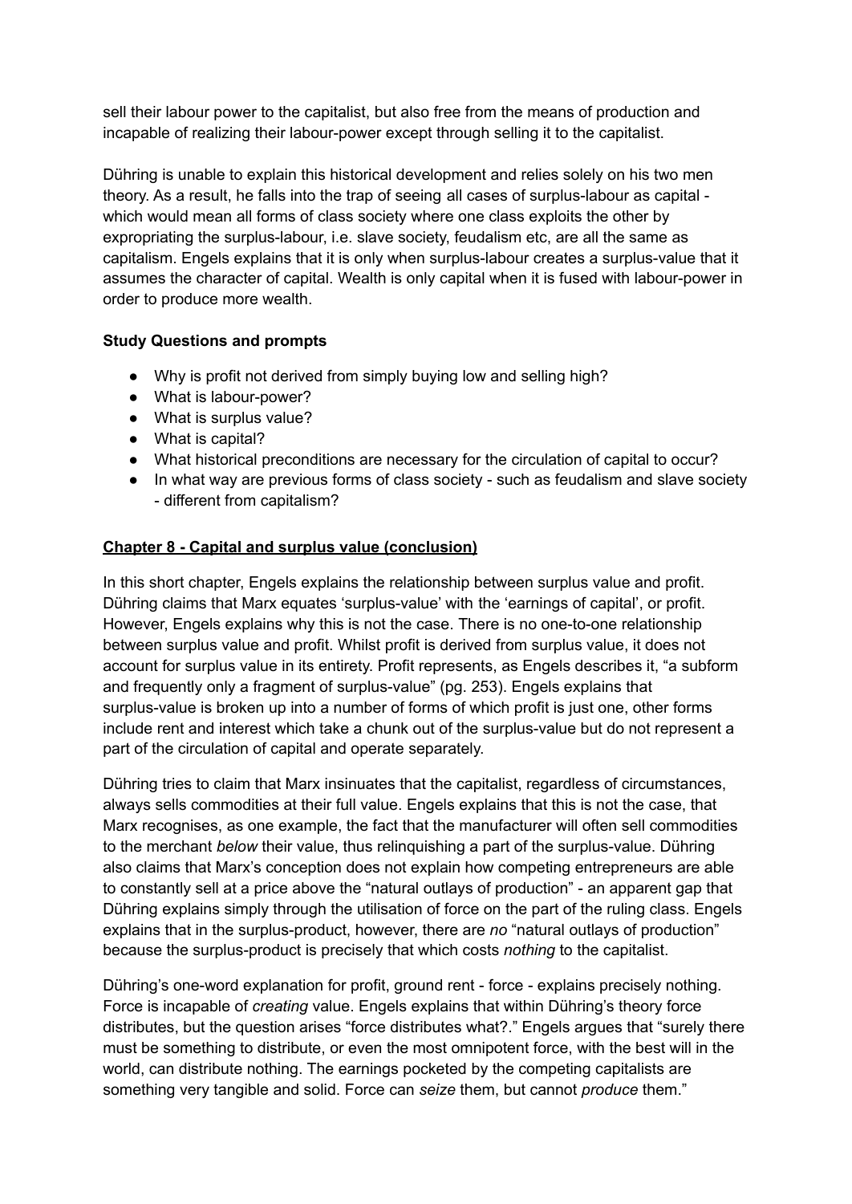sell their labour power to the capitalist, but also free from the means of production and incapable of realizing their labour-power except through selling it to the capitalist.

Dühring is unable to explain this historical development and relies solely on his two men theory. As a result, he falls into the trap of seeing all cases of surplus-labour as capital - which would mean all forms of class society where one class exploits the other by expropriating the surplus-labour, i.e. slave society, feudalism etc, are all the same as capitalism. Engels explains that it is only when surplus-labour creates a surplus-value that it assumes the character of capital. Wealth is only capital when it is fused with labour-power in order to produce more wealth.

**Study Questions and prompts**

- Why is profit not derived from simply buying low and selling high?
- What is labour-power?
- What is surplus value?
- What is capital?
- What historical preconditions are necessary for the circulation of capital to occur?
- In what way are previous forms of class society - such as feudalism and slave society - different from capitalism?

## Chapter 8 - Capital and surplus value (conclusion)

In this short chapter, Engels explains the relationship between surplus value and profit. Dühring claims that Marx equates 'surplus-value' with the 'earnings of capital', or profit. However, Engels explains why this is not the case. There is no one-to-one relationship between surplus value and profit. Whilst profit is derived from surplus value, it does not account for surplus value in its entirety. Profit represents, as Engels describes it, "a subform and frequently only a fragment of surplus-value" (pg. 253). Engels explains that surplus-value is broken up into a number of forms of which profit is just one, other forms include rent and interest which take a chunk out of the surplus-value but do not represent a part of the circulation of capital and operate separately.

Dühring tries to claim that Marx insinuates that the capitalist, regardless of circumstances, always sells commodities at their full value. Engels explains that this is not the case, that Marx recognises, as one example, the fact that the manufacturer will often sell commodities to the merchant *below* their value, thus relinquishing a part of the surplus-value. Dühring also claims that Marx's conception does not explain how competing entrepreneurs are able to constantly sell at a price above the "natural outlays of production" - an apparent gap that Dühring explains simply through the utilisation of force on the part of the ruling class. Engels explains that in the surplus-product, however, there are *no* "natural outlays of production" because the surplus-product is precisely that which costs *nothing* to the capitalist.

Dühring's one-word explanation for profit, ground rent - force - explains precisely nothing. Force is incapable of *creating* value. Engels explains that within Dühring's theory force distributes, but the question arises "force distributes what?." Engels argues that "surely there must be something to distribute, or even the most omnipotent force, with the best will in the world, can distribute nothing. The earnings pocketed by the competing capitalists are something very tangible and solid. Force can *seize* them, but cannot *produce* them."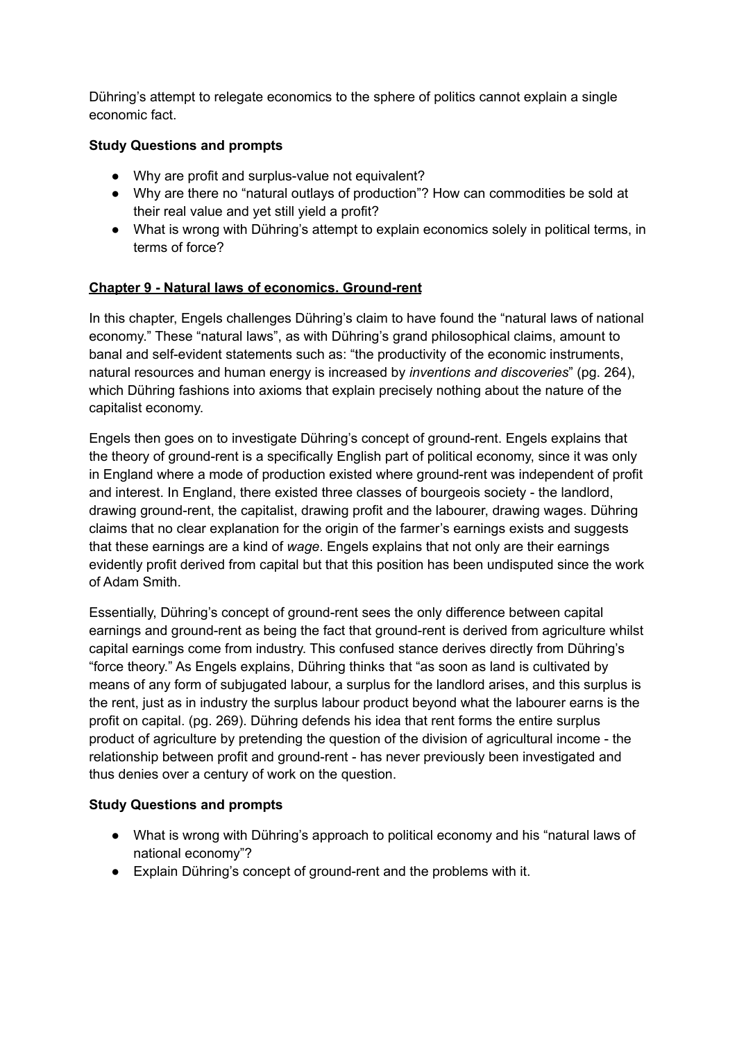Dühring's attempt to relegate economics to the sphere of politics cannot explain a single economic fact.

**Study Questions and prompts**

- Why are profit and surplus-value not equivalent?
- Why are there no "natural outlays of production"? How can commodities be sold at their real value and yet still yield a profit?
- What is wrong with Dühring's attempt to explain economics solely in political terms, in terms of force?

## Chapter 9 - Natural laws of economics. Ground-rent

In this chapter, Engels challenges Dühring's claim to have found the "natural laws of national economy." These "natural laws", as with Dühring's grand philosophical claims, amount to banal and self-evident statements such as: "the productivity of the economic instruments, natural resources and human energy is increased by *inventions and discoveries*" (pg. 264), which Dühring fashions into axioms that explain precisely nothing about the nature of the capitalist economy.

Engels then goes on to investigate Dühring's concept of ground-rent. Engels explains that the theory of ground-rent is a specifically English part of political economy, since it was only in England where a mode of production existed where ground-rent was independent of profit and interest. In England, there existed three classes of bourgeois society - the landlord, drawing ground-rent, the capitalist, drawing profit and the labourer, drawing wages. Dühring claims that no clear explanation for the origin of the farmer's earnings exists and suggests that these earnings are a kind of *wage*. Engels explains that not only are their earnings evidently profit derived from capital but that this position has been undisputed since the work of Adam Smith.

Essentially, Dühring's concept of ground-rent sees the only difference between capital earnings and ground-rent as being the fact that ground-rent is derived from agriculture whilst capital earnings come from industry. This confused stance derives directly from Dühring's "force theory." As Engels explains, Dühring thinks that "as soon as land is cultivated by means of any form of subjugated labour, a surplus for the landlord arises, and this surplus is the rent, just as in industry the surplus labour product beyond what the labourer earns is the profit on capital. (pg. 269). Dühring defends his idea that rent forms the entire surplus product of agriculture by pretending the question of the division of agricultural income - the relationship between profit and ground-rent - has never previously been investigated and thus denies over a century of work on the question.

**Study Questions and prompts**

- What is wrong with Dühring's approach to political economy and his "natural laws of national economy"?
- Explain Dühring's concept of ground-rent and the problems with it.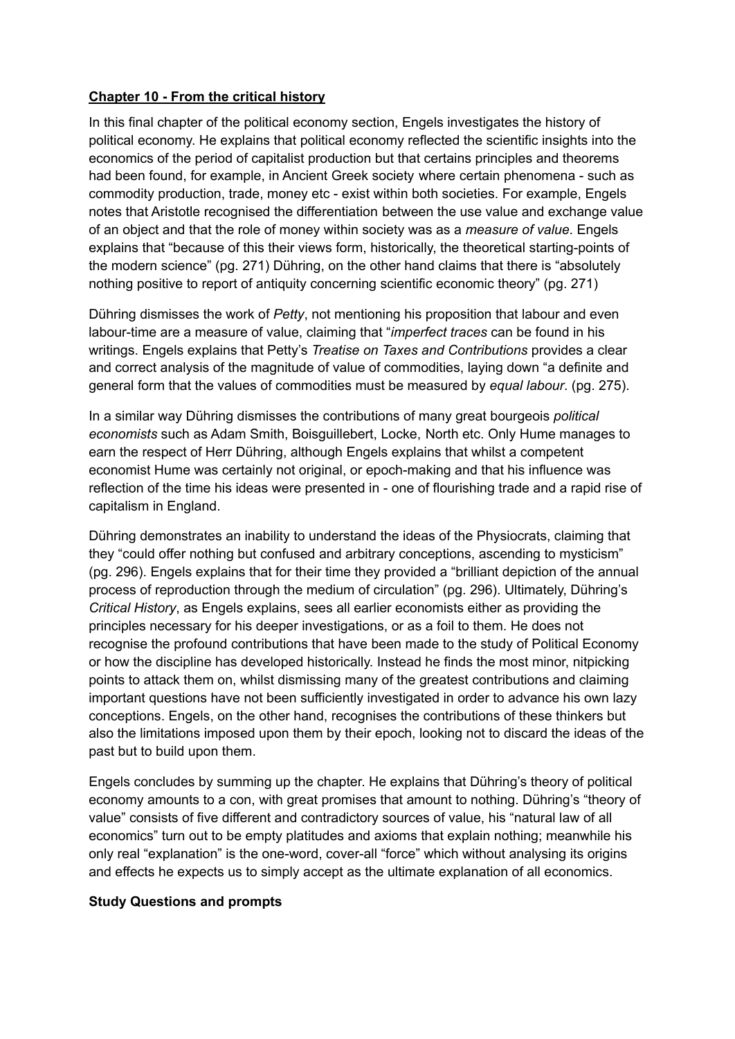**Chapter 10 - From the critical history**

In this final chapter of the political economy section, Engels investigates the history of political economy. He explains that political economy reflected the scientific insights into the economics of the period of capitalist production but that certains principles and theorems had been found, for example, in Ancient Greek society where certain phenomena - such as commodity production, trade, money etc - exist within both societies. For example, Engels notes that Aristotle recognised the differentiation between the use value and exchange value of an object and that the role of money within society was as a *measure of value*. Engels explains that "because of this their views form, historically, the theoretical starting-points of the modern science" (pg. 271) Dühring, on the other hand claims that there is "absolutely nothing positive to report of antiquity concerning scientific economic theory" (pg. 271)

Dühring dismisses the work of *Petty*, not mentioning his proposition that labour and even labour-time are a measure of value, claiming that "*imperfect traces* can be found in his writings. Engels explains that Petty's *Treatise on Taxes and Contributions* provides a clear and correct analysis of the magnitude of value of commodities, laying down "a definite and general form that the values of commodities must be measured by *equal labour*. (pg. 275).

In a similar way Dühring dismisses the contributions of many great bourgeois *political economists* such as Adam Smith, Boisguillebert, Locke, North etc. Only Hume manages to earn the respect of Herr Dühring, although Engels explains that whilst a competent economist Hume was certainly not original, or epoch-making and that his influence was reflection of the time his ideas were presented in - one of flourishing trade and a rapid rise of capitalism in England.

Dühring demonstrates an inability to understand the ideas of the Physiocrats, claiming that they "could offer nothing but confused and arbitrary conceptions, ascending to mysticism" (pg. 296). Engels explains that for their time they provided a "brilliant depiction of the annual process of reproduction through the medium of circulation" (pg. 296). Ultimately, Dühring's *Critical History*, as Engels explains, sees all earlier economists either as providing the principles necessary for his deeper investigations, or as a foil to them. He does not recognise the profound contributions that have been made to the study of Political Economy or how the discipline has developed historically. Instead he finds the most minor, nitpicking points to attack them on, whilst dismissing many of the greatest contributions and claiming important questions have not been sufficiently investigated in order to advance his own lazy conceptions. Engels, on the other hand, recognises the contributions of these thinkers but also the limitations imposed upon them by their epoch, looking not to discard the ideas of the past but to build upon them.

Engels concludes by summing up the chapter. He explains that Dühring's theory of political economy amounts to a con, with great promises that amount to nothing. Dühring's "theory of value" consists of five different and contradictory sources of value, his "natural law of all economics" turn out to be empty platitudes and axioms that explain nothing; meanwhile his only real "explanation" is the one-word, cover-all "force" which without analysing its origins and effects he expects us to simply accept as the ultimate explanation of all economics.

**Study Questions and prompts**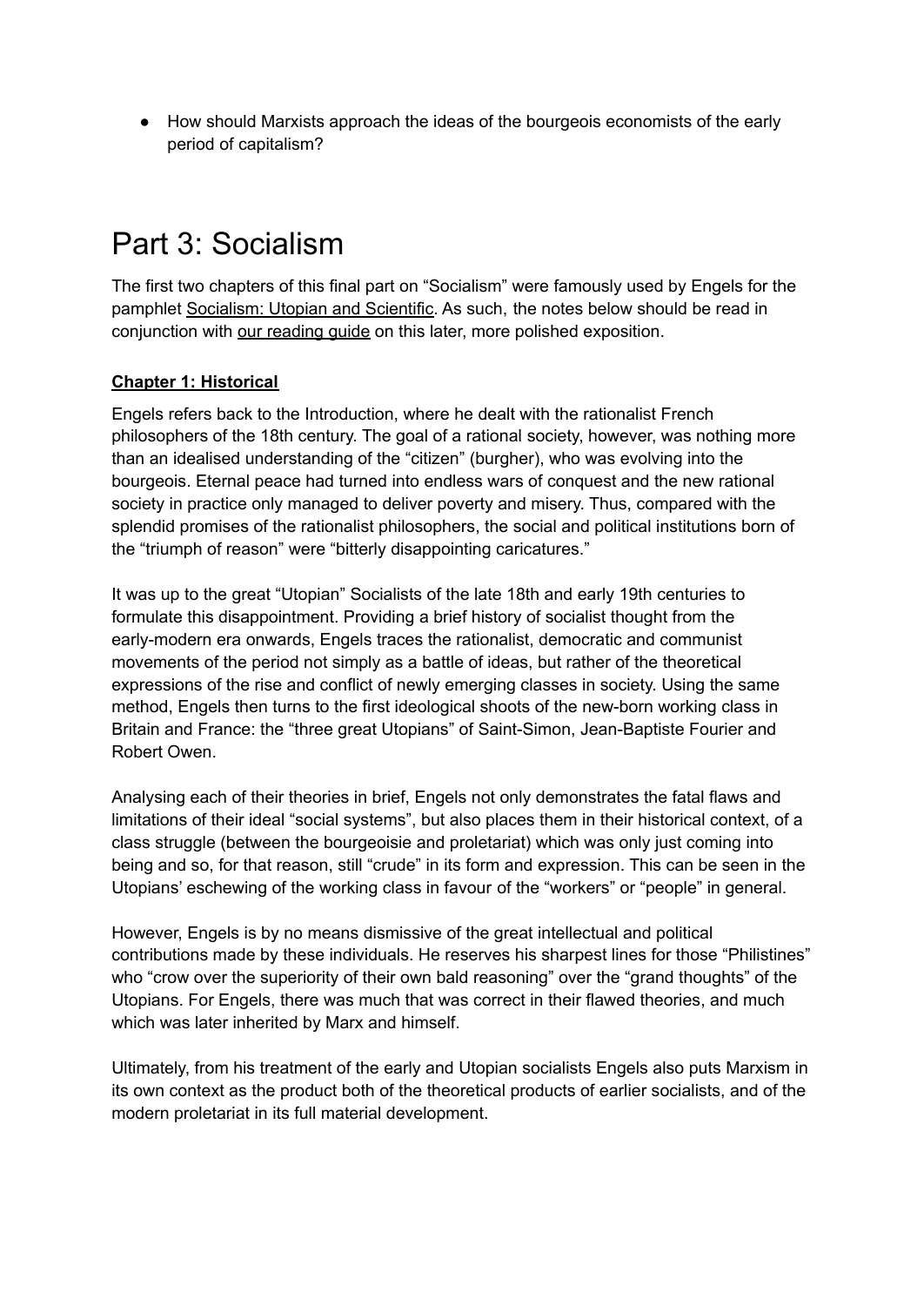- How should Marxists approach the ideas of the bourgeois economists of the early period of capitalism?

# Part 3: Socialism

The first two chapters of this final part on "Socialism" were famously used by Engels for the pamphlet Socialism: Utopian and Scientific. As such, the notes below should be read in conjunction with our reading guide on this later, more polished exposition.

**Chapter 1: Historical**

Engels refers back to the Introduction, where he dealt with the rationalist French philosophers of the 18th century. The goal of a rational society, however, was nothing more than an idealised understanding of the "citizen" (burgher), who was evolving into the bourgeois. Eternal peace had turned into endless wars of conquest and the new rational society in practice only managed to deliver poverty and misery. Thus, compared with the splendid promises of the rationalist philosophers, the social and political institutions born of the "triumph of reason" were "bitterly disappointing caricatures."

It was up to the great "Utopian" Socialists of the late 18th and early 19th centuries to formulate this disappointment. Providing a brief history of socialist thought from the early-modern era onwards, Engels traces the rationalist, democratic and communist movements of the period not simply as a battle of ideas, but rather of the theoretical expressions of the rise and conflict of newly emerging classes in society. Using the same method, Engels then turns to the first ideological shoots of the new-born working class in Britain and France: the "three great Utopians" of Saint-Simon, Jean-Baptiste Fourier and Robert Owen.

Analysing each of their theories in brief, Engels not only demonstrates the fatal flaws and limitations of their ideal "social systems", but also places them in their historical context, of a class struggle (between the bourgeoisie and proletariat) which was only just coming into being and so, for that reason, still "crude" in its form and expression. This can be seen in the Utopians' eschewing of the working class in favour of the "workers" or "people" in general.

However, Engels is by no means dismissive of the great intellectual and political contributions made by these individuals. He reserves his sharpest lines for those "Philistines" who "crow over the superiority of their own bald reasoning" over the "grand thoughts" of the Utopians. For Engels, there was much that was correct in their flawed theories, and much which was later inherited by Marx and himself.

Ultimately, from his treatment of the early and Utopian socialists Engels also puts Marxism in its own context as the product both of the theoretical products of earlier socialists, and of the modern proletariat in its full material development.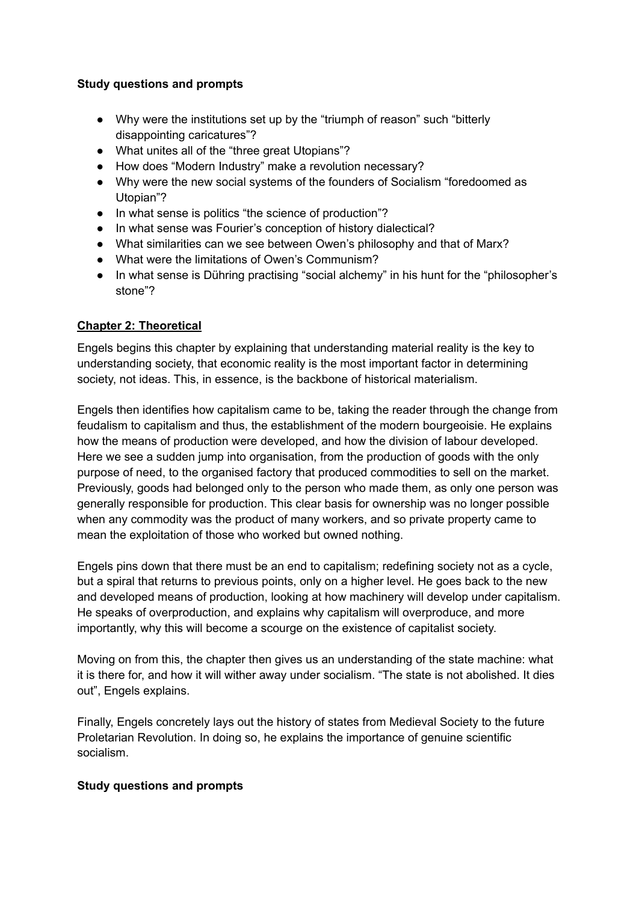**Study questions and prompts**

- Why were the institutions set up by the "triumph of reason" such "bitterly disappointing caricatures"?
- What unites all of the "three great Utopians"?
- How does "Modern Industry" make a revolution necessary?
- Why were the new social systems of the founders of Socialism "foredoomed as Utopian"?
- In what sense is politics "the science of production"?
- In what sense was Fourier's conception of history dialectical?
- What similarities can we see between Owen's philosophy and that of Marx?
- What were the limitations of Owen's Communism?
- In what sense is Dühring practising "social alchemy" in his hunt for the "philosopher's stone"?

## Chapter 2: Theoretical

Engels begins this chapter by explaining that understanding material reality is the key to understanding society, that economic reality is the most important factor in determining society, not ideas. This, in essence, is the backbone of historical materialism.

Engels then identifies how capitalism came to be, taking the reader through the change from feudalism to capitalism and thus, the establishment of the modern bourgeoisie. He explains how the means of production were developed, and how the division of labour developed. Here we see a sudden jump into organisation, from the production of goods with the only purpose of need, to the organised factory that produced commodities to sell on the market. Previously, goods had belonged only to the person who made them, as only one person was generally responsible for production. This clear basis for ownership was no longer possible when any commodity was the product of many workers, and so private property came to mean the exploitation of those who worked but owned nothing.

Engels pins down that there must be an end to capitalism; redefining society not as a cycle, but a spiral that returns to previous points, only on a higher level. He goes back to the new and developed means of production, looking at how machinery will develop under capitalism. He speaks of overproduction, and explains why capitalism will overproduce, and more importantly, why this will become a scourge on the existence of capitalist society.

Moving on from this, the chapter then gives us an understanding of the state machine: what it is there for, and how it will wither away under socialism. "The state is not abolished. It dies out", Engels explains.

Finally, Engels concretely lays out the history of states from Medieval Society to the future Proletarian Revolution. In doing so, he explains the importance of genuine scientific socialism.

**Study questions and prompts**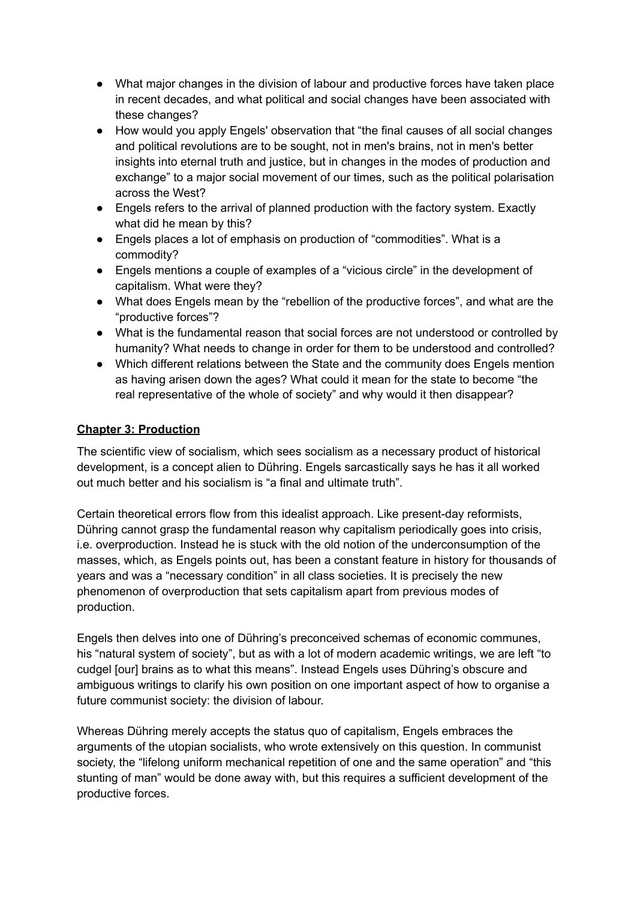- What major changes in the division of labour and productive forces have taken place in recent decades, and what political and social changes have been associated with these changes?
- How would you apply Engels' observation that "the final causes of all social changes and political revolutions are to be sought, not in men's brains, not in men's better insights into eternal truth and justice, but in changes in the modes of production and exchange" to a major social movement of our times, such as the political polarisation across the West?
- Engels refers to the arrival of planned production with the factory system. Exactly what did he mean by this?
- Engels places a lot of emphasis on production of "commodities". What is a commodity?
- Engels mentions a couple of examples of a "vicious circle" in the development of capitalism. What were they?
- What does Engels mean by the "rebellion of the productive forces", and what are the "productive forces"?
- What is the fundamental reason that social forces are not understood or controlled by humanity? What needs to change in order for them to be understood and controlled?
- Which different relations between the State and the community does Engels mention as having arisen down the ages? What could it mean for the state to become "the real representative of the whole of society" and why would it then disappear?

## Chapter 3: Production

The scientific view of socialism, which sees socialism as a necessary product of historical development, is a concept alien to Dühring. Engels sarcastically says he has it all worked out much better and his socialism is "a final and ultimate truth".

Certain theoretical errors flow from this idealist approach. Like present-day reformists, Dühring cannot grasp the fundamental reason why capitalism periodically goes into crisis, i.e. overproduction. Instead he is stuck with the old notion of the underconsumption of the masses, which, as Engels points out, has been a constant feature in history for thousands of years and was a "necessary condition" in all class societies. It is precisely the new phenomenon of overproduction that sets capitalism apart from previous modes of production.

Engels then delves into one of Dühring's preconceived schemas of economic communes, his "natural system of society", but as with a lot of modern academic writings, we are left "to cudgel [our] brains as to what this means". Instead Engels uses Dühring's obscure and ambiguous writings to clarify his own position on one important aspect of how to organise a future communist society: the division of labour.

Whereas Dühring merely accepts the status quo of capitalism, Engels embraces the arguments of the utopian socialists, who wrote extensively on this question. In communist society, the "lifelong uniform mechanical repetition of one and the same operation" and "this stunting of man" would be done away with, but this requires a sufficient development of the productive forces.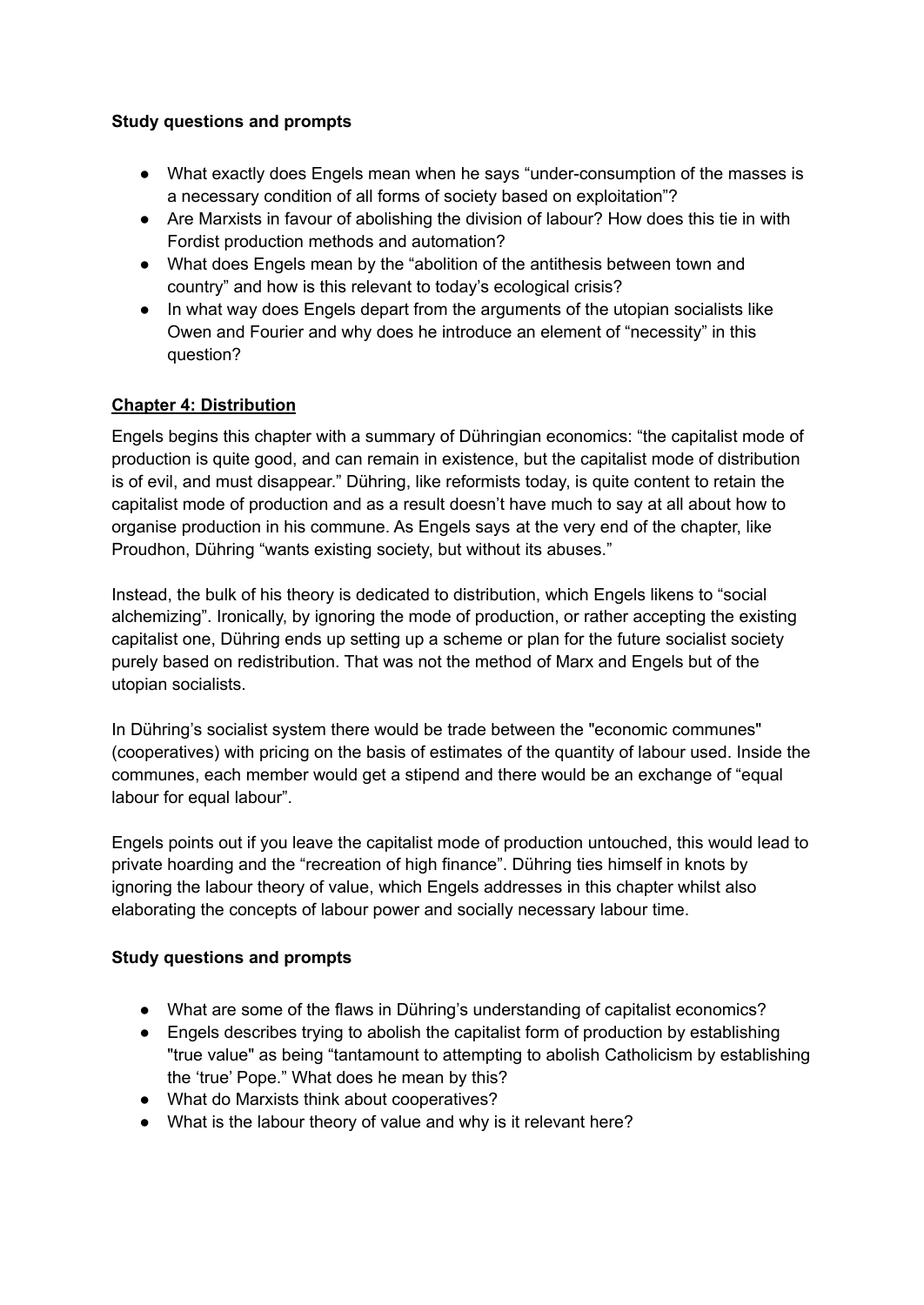**Study questions and prompts**

- What exactly does Engels mean when he says "under-consumption of the masses is a necessary condition of all forms of society based on exploitation"?
- Are Marxists in favour of abolishing the division of labour? How does this tie in with Fordist production methods and automation?
- What does Engels mean by the "abolition of the antithesis between town and country" and how is this relevant to today's ecological crisis?
- In what way does Engels depart from the arguments of the utopian socialists like Owen and Fourier and why does he introduce an element of "necessity" in this question?

## Chapter 4: Distribution

Engels begins this chapter with a summary of Dühringian economics: "the capitalist mode of production is quite good, and can remain in existence, but the capitalist mode of distribution is of evil, and must disappear." Dühring, like reformists today, is quite content to retain the capitalist mode of production and as a result doesn't have much to say at all about how to organise production in his commune. As Engels says at the very end of the chapter, like Proudhon, Dühring "wants existing society, but without its abuses."

Instead, the bulk of his theory is dedicated to distribution, which Engels likens to "social alchemizing". Ironically, by ignoring the mode of production, or rather accepting the existing capitalist one, Dühring ends up setting up a scheme or plan for the future socialist society purely based on redistribution. That was not the method of Marx and Engels but of the utopian socialists.

In Dühring's socialist system there would be trade between the "economic communes" (cooperatives) with pricing on the basis of estimates of the quantity of labour used. Inside the communes, each member would get a stipend and there would be an exchange of "equal labour for equal labour".

Engels points out if you leave the capitalist mode of production untouched, this would lead to private hoarding and the "recreation of high finance". Dühring ties himself in knots by ignoring the labour theory of value, which Engels addresses in this chapter whilst also elaborating the concepts of labour power and socially necessary labour time.

**Study questions and prompts**

- What are some of the flaws in Dühring's understanding of capitalist economics?
- Engels describes trying to abolish the capitalist form of production by establishing "true value" as being "tantamount to attempting to abolish Catholicism by establishing the 'true' Pope." What does he mean by this?
- What do Marxists think about cooperatives?
- What is the labour theory of value and why is it relevant here?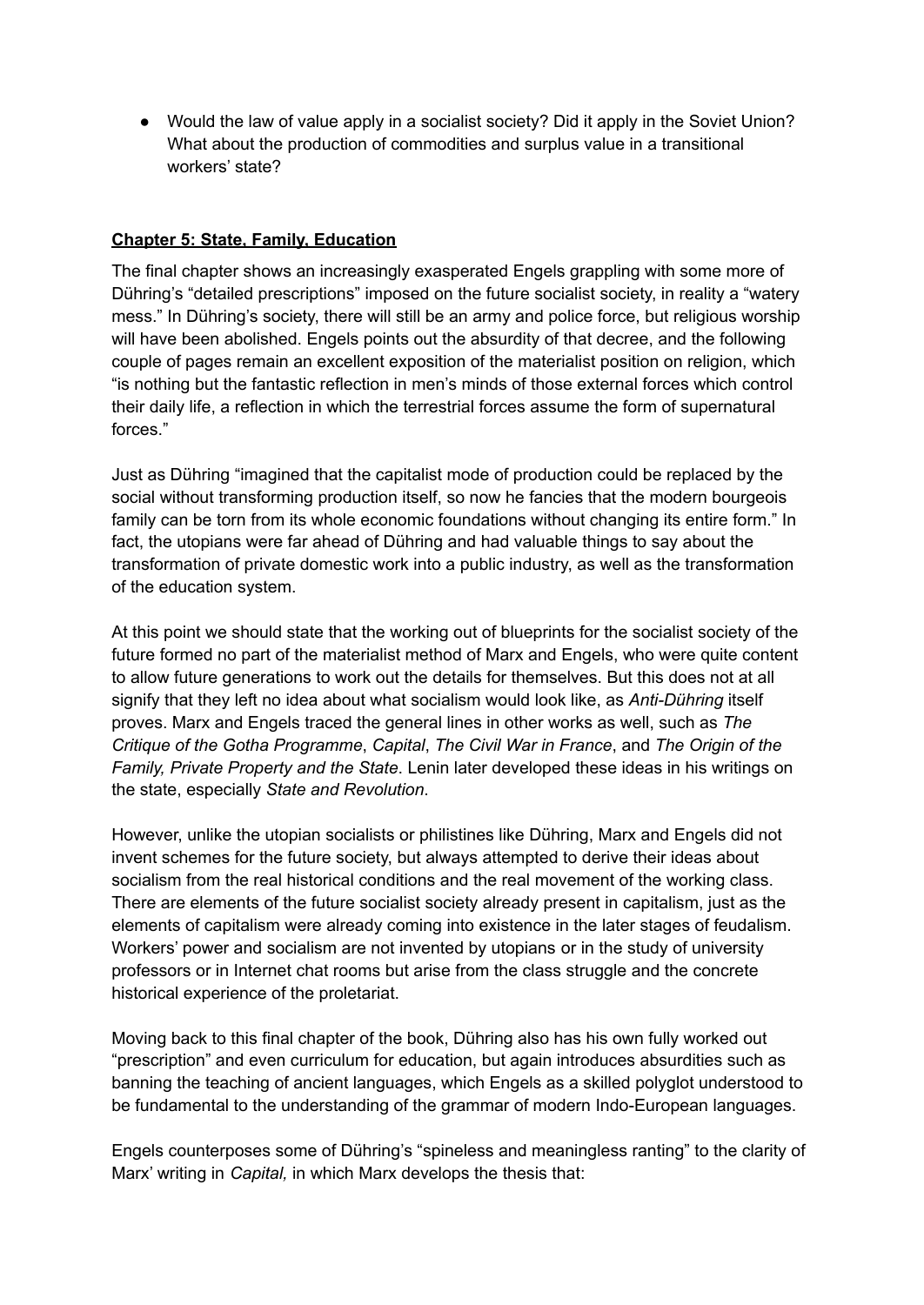- Would the law of value apply in a socialist society? Did it apply in the Soviet Union? What about the production of commodities and surplus value in a transitional workers' state?

## Chapter 5: State, Family, Education

The final chapter shows an increasingly exasperated Engels grappling with some more of Dühring's "detailed prescriptions" imposed on the future socialist society, in reality a "watery mess." In Dühring's society, there will still be an army and police force, but religious worship will have been abolished. Engels points out the absurdity of that decree, and the following couple of pages remain an excellent exposition of the materialist position on religion, which "is nothing but the fantastic reflection in men's minds of those external forces which control their daily life, a reflection in which the terrestrial forces assume the form of supernatural forces."

Just as Dühring "imagined that the capitalist mode of production could be replaced by the social without transforming production itself, so now he fancies that the modern bourgeois family can be torn from its whole economic foundations without changing its entire form." In fact, the utopians were far ahead of Dühring and had valuable things to say about the transformation of private domestic work into a public industry, as well as the transformation of the education system.

At this point we should state that the working out of blueprints for the socialist society of the future formed no part of the materialist method of Marx and Engels, who were quite content to allow future generations to work out the details for themselves. But this does not at all signify that they left no idea about what socialism would look like, as *Anti-Dühring* itself proves. Marx and Engels traced the general lines in other works as well, such as *The Critique of the Gotha Programme*, *Capital*, *The Civil War in France*, and *The Origin of the Family, Private Property and the State*. Lenin later developed these ideas in his writings on the state, especially *State and Revolution*.

However, unlike the utopian socialists or philistines like Dühring, Marx and Engels did not invent schemes for the future society, but always attempted to derive their ideas about socialism from the real historical conditions and the real movement of the working class. There are elements of the future socialist society already present in capitalism, just as the elements of capitalism were already coming into existence in the later stages of feudalism. Workers' power and socialism are not invented by utopians or in the study of university professors or in Internet chat rooms but arise from the class struggle and the concrete historical experience of the proletariat.

Moving back to this final chapter of the book, Dühring also has his own fully worked out "prescription" and even curriculum for education, but again introduces absurdities such as banning the teaching of ancient languages, which Engels as a skilled polyglot understood to be fundamental to the understanding of the grammar of modern Indo-European languages.

Engels counterposes some of Dühring's "spineless and meaningless ranting" to the clarity of Marx' writing in *Capital,* in which Marx develops the thesis that: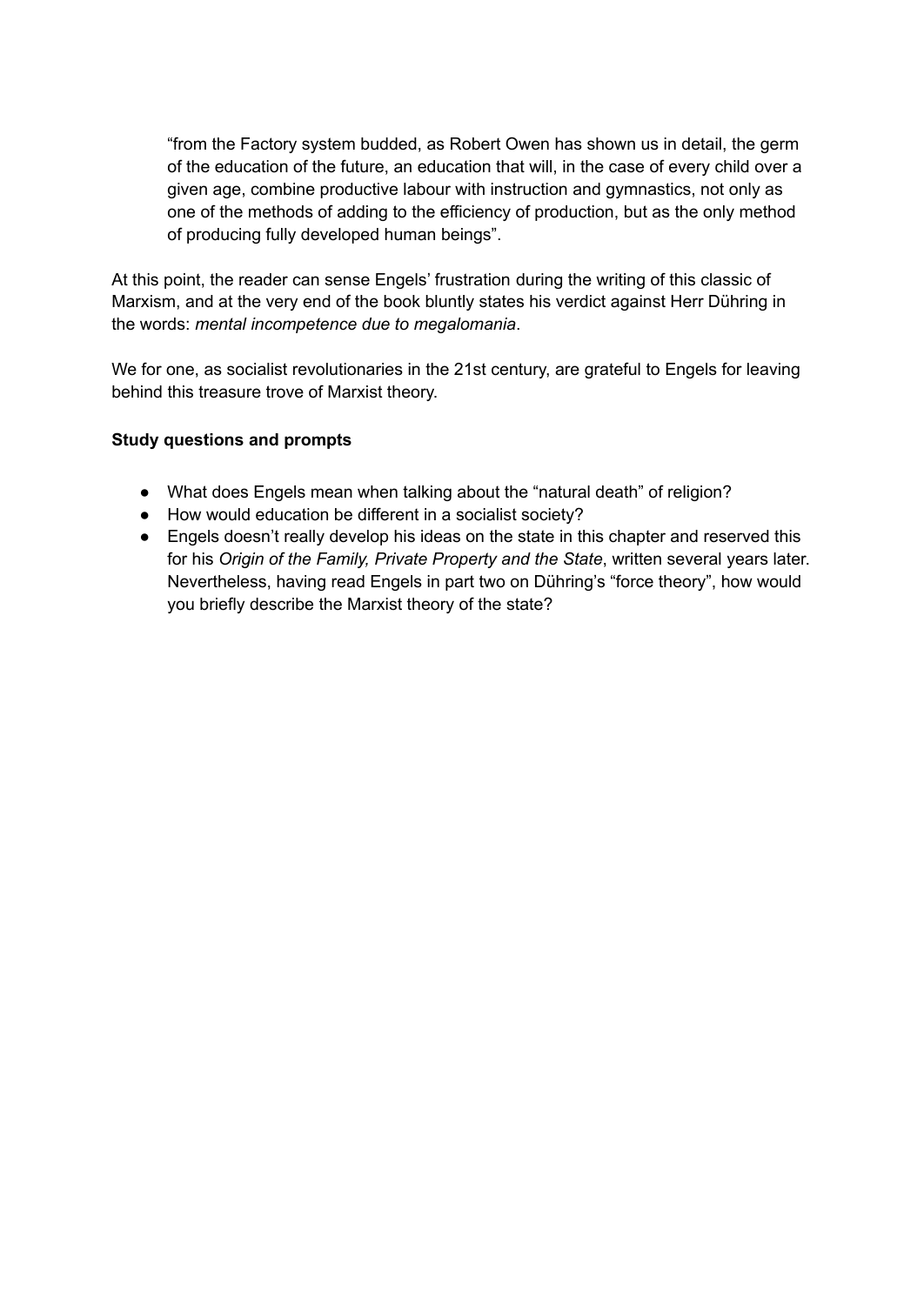> "from the Factory system budded, as Robert Owen has shown us in detail, the germ of the education of the future, an education that will, in the case of every child over a given age, combine productive labour with instruction and gymnastics, not only as one of the methods of adding to the efficiency of production, but as the only method of producing fully developed human beings".

At this point, the reader can sense Engels' frustration during the writing of this classic of Marxism, and at the very end of the book bluntly states his verdict against Herr Dühring in the words: *mental incompetence due to megalomania*.

We for one, as socialist revolutionaries in the 21st century, are grateful to Engels for leaving behind this treasure trove of Marxist theory.

**Study questions and prompts**

- What does Engels mean when talking about the "natural death" of religion?
- How would education be different in a socialist society?
- Engels doesn't really develop his ideas on the state in this chapter and reserved this for his *Origin of the Family, Private Property and the State*, written several years later. Nevertheless, having read Engels in part two on Dühring's "force theory", how would you briefly describe the Marxist theory of the state?